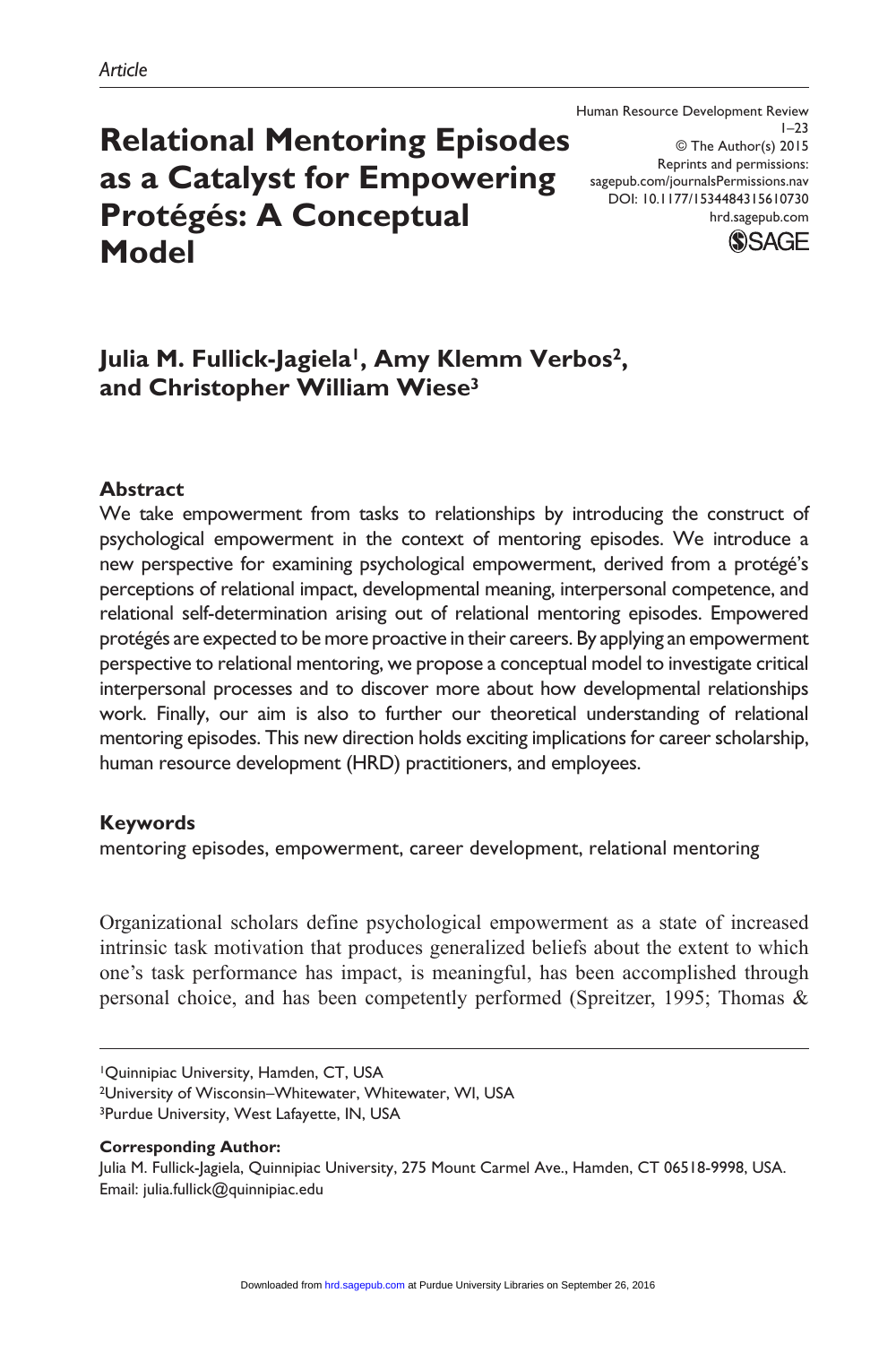*Article*

# Relational Mentoring Episodes as a Catalyst for Empowering Protégés: A Conceptual Model

Human Resource Development Review
© The Author(s) 2015
Reprints and permissions: sagepub.com/journalsPermissions.nav
DOI: 10.1177/1534484315610730
hrd.sagepub.com

**Julia M. Fullick-Jagiela[1], Amy Klemm Verbos[2], and Christopher William Wiese[3]**

## Abstract

We take empowerment from tasks to relationships by introducing the construct of psychological empowerment in the context of mentoring episodes. We introduce a new perspective for examining psychological empowerment, derived from a protégé's perceptions of relational impact, developmental meaning, interpersonal competence, and relational self-determination arising out of relational mentoring episodes. Empowered protégés are expected to be more proactive in their careers. By applying an empowerment perspective to relational mentoring, we propose a conceptual model to investigate critical interpersonal processes and to discover more about how developmental relationships work. Finally, our aim is also to further our theoretical understanding of relational mentoring episodes. This new direction holds exciting implications for career scholarship, human resource development (HRD) practitioners, and employees.

## Keywords

mentoring episodes, empowerment, career development, relational mentoring

Organizational scholars define psychological empowerment as a state of increased intrinsic task motivation that produces generalized beliefs about the extent to which one's task performance has impact, is meaningful, has been accomplished through personal choice, and has been competently performed (Spreitzer, 1995; Thomas &

[1]Quinnipiac University, Hamden, CT, USA
[2]University of Wisconsin–Whitewater, Whitewater, WI, USA
[3]Purdue University, West Lafayette, IN, USA

**Corresponding Author:**
Julia M. Fullick-Jagiela, Quinnipiac University, 275 Mount Carmel Ave., Hamden, CT 06518-9998, USA.
Email: julia.fullick@quinnipiac.edu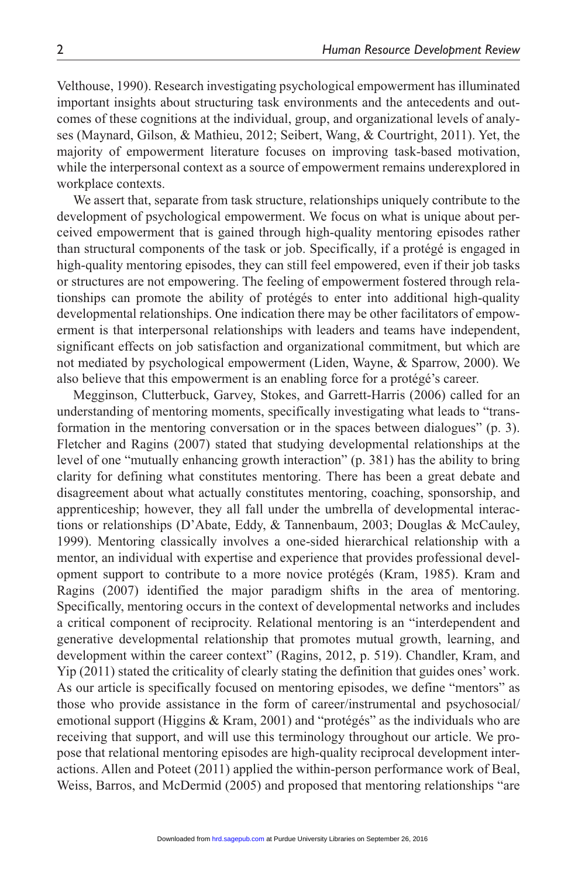Velthouse, 1990). Research investigating psychological empowerment has illuminated important insights about structuring task environments and the antecedents and outcomes of these cognitions at the individual, group, and organizational levels of analyses (Maynard, Gilson, & Mathieu, 2012; Seibert, Wang, & Courtright, 2011). Yet, the majority of empowerment literature focuses on improving task-based motivation, while the interpersonal context as a source of empowerment remains underexplored in workplace contexts.

We assert that, separate from task structure, relationships uniquely contribute to the development of psychological empowerment. We focus on what is unique about perceived empowerment that is gained through high-quality mentoring episodes rather than structural components of the task or job. Specifically, if a protégé is engaged in high-quality mentoring episodes, they can still feel empowered, even if their job tasks or structures are not empowering. The feeling of empowerment fostered through relationships can promote the ability of protégés to enter into additional high-quality developmental relationships. One indication there may be other facilitators of empowerment is that interpersonal relationships with leaders and teams have independent, significant effects on job satisfaction and organizational commitment, but which are not mediated by psychological empowerment (Liden, Wayne, & Sparrow, 2000). We also believe that this empowerment is an enabling force for a protégé's career.

Megginson, Clutterbuck, Garvey, Stokes, and Garrett-Harris (2006) called for an understanding of mentoring moments, specifically investigating what leads to "transformation in the mentoring conversation or in the spaces between dialogues" (p. 3). Fletcher and Ragins (2007) stated that studying developmental relationships at the level of one "mutually enhancing growth interaction" (p. 381) has the ability to bring clarity for defining what constitutes mentoring. There has been a great debate and disagreement about what actually constitutes mentoring, coaching, sponsorship, and apprenticeship; however, they all fall under the umbrella of developmental interactions or relationships (D'Abate, Eddy, & Tannenbaum, 2003; Douglas & McCauley, 1999). Mentoring classically involves a one-sided hierarchical relationship with a mentor, an individual with expertise and experience that provides professional development support to contribute to a more novice protégés (Kram, 1985). Kram and Ragins (2007) identified the major paradigm shifts in the area of mentoring. Specifically, mentoring occurs in the context of developmental networks and includes a critical component of reciprocity. Relational mentoring is an "interdependent and generative developmental relationship that promotes mutual growth, learning, and development within the career context" (Ragins, 2012, p. 519). Chandler, Kram, and Yip (2011) stated the criticality of clearly stating the definition that guides ones' work. As our article is specifically focused on mentoring episodes, we define "mentors" as those who provide assistance in the form of career/instrumental and psychosocial/emotional support (Higgins & Kram, 2001) and "protégés" as the individuals who are receiving that support, and will use this terminology throughout our article. We propose that relational mentoring episodes are high-quality reciprocal development interactions. Allen and Poteet (2011) applied the within-person performance work of Beal, Weiss, Barros, and McDermid (2005) and proposed that mentoring relationships "are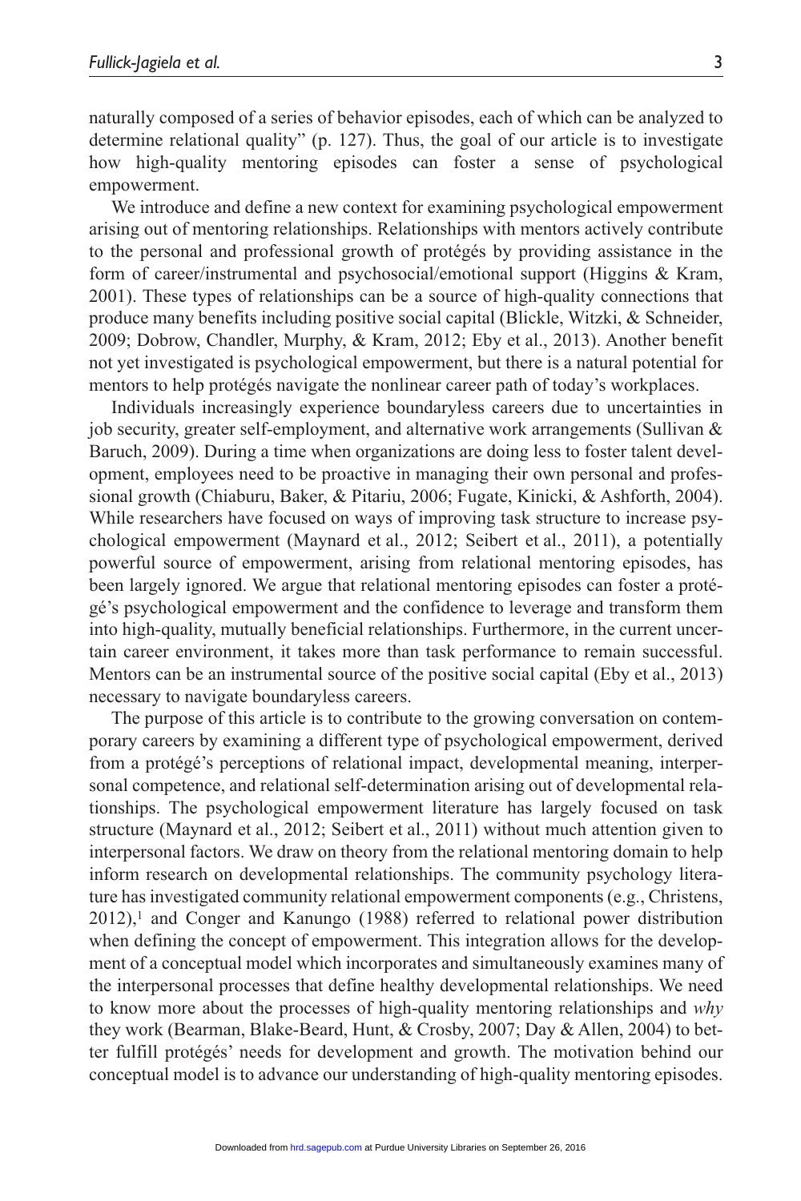naturally composed of a series of behavior episodes, each of which can be analyzed to determine relational quality" (p. 127). Thus, the goal of our article is to investigate how high-quality mentoring episodes can foster a sense of psychological empowerment.

We introduce and define a new context for examining psychological empowerment arising out of mentoring relationships. Relationships with mentors actively contribute to the personal and professional growth of protégés by providing assistance in the form of career/instrumental and psychosocial/emotional support (Higgins & Kram, 2001). These types of relationships can be a source of high-quality connections that produce many benefits including positive social capital (Blickle, Witzki, & Schneider, 2009; Dobrow, Chandler, Murphy, & Kram, 2012; Eby et al., 2013). Another benefit not yet investigated is psychological empowerment, but there is a natural potential for mentors to help protégés navigate the nonlinear career path of today's workplaces.

Individuals increasingly experience boundaryless careers due to uncertainties in job security, greater self-employment, and alternative work arrangements (Sullivan & Baruch, 2009). During a time when organizations are doing less to foster talent development, employees need to be proactive in managing their own personal and professional growth (Chiaburu, Baker, & Pitariu, 2006; Fugate, Kinicki, & Ashforth, 2004). While researchers have focused on ways of improving task structure to increase psychological empowerment (Maynard et al., 2012; Seibert et al., 2011), a potentially powerful source of empowerment, arising from relational mentoring episodes, has been largely ignored. We argue that relational mentoring episodes can foster a protégé's psychological empowerment and the confidence to leverage and transform them into high-quality, mutually beneficial relationships. Furthermore, in the current uncertain career environment, it takes more than task performance to remain successful. Mentors can be an instrumental source of the positive social capital (Eby et al., 2013) necessary to navigate boundaryless careers.

The purpose of this article is to contribute to the growing conversation on contemporary careers by examining a different type of psychological empowerment, derived from a protégé's perceptions of relational impact, developmental meaning, interpersonal competence, and relational self-determination arising out of developmental relationships. The psychological empowerment literature has largely focused on task structure (Maynard et al., 2012; Seibert et al., 2011) without much attention given to interpersonal factors. We draw on theory from the relational mentoring domain to help inform research on developmental relationships. The community psychology literature has investigated community relational empowerment components (e.g., Christens, 2012),[1] and Conger and Kanungo (1988) referred to relational power distribution when defining the concept of empowerment. This integration allows for the development of a conceptual model which incorporates and simultaneously examines many of the interpersonal processes that define healthy developmental relationships. We need to know more about the processes of high-quality mentoring relationships and *why* they work (Bearman, Blake-Beard, Hunt, & Crosby, 2007; Day & Allen, 2004) to better fulfill protégés' needs for development and growth. The motivation behind our conceptual model is to advance our understanding of high-quality mentoring episodes.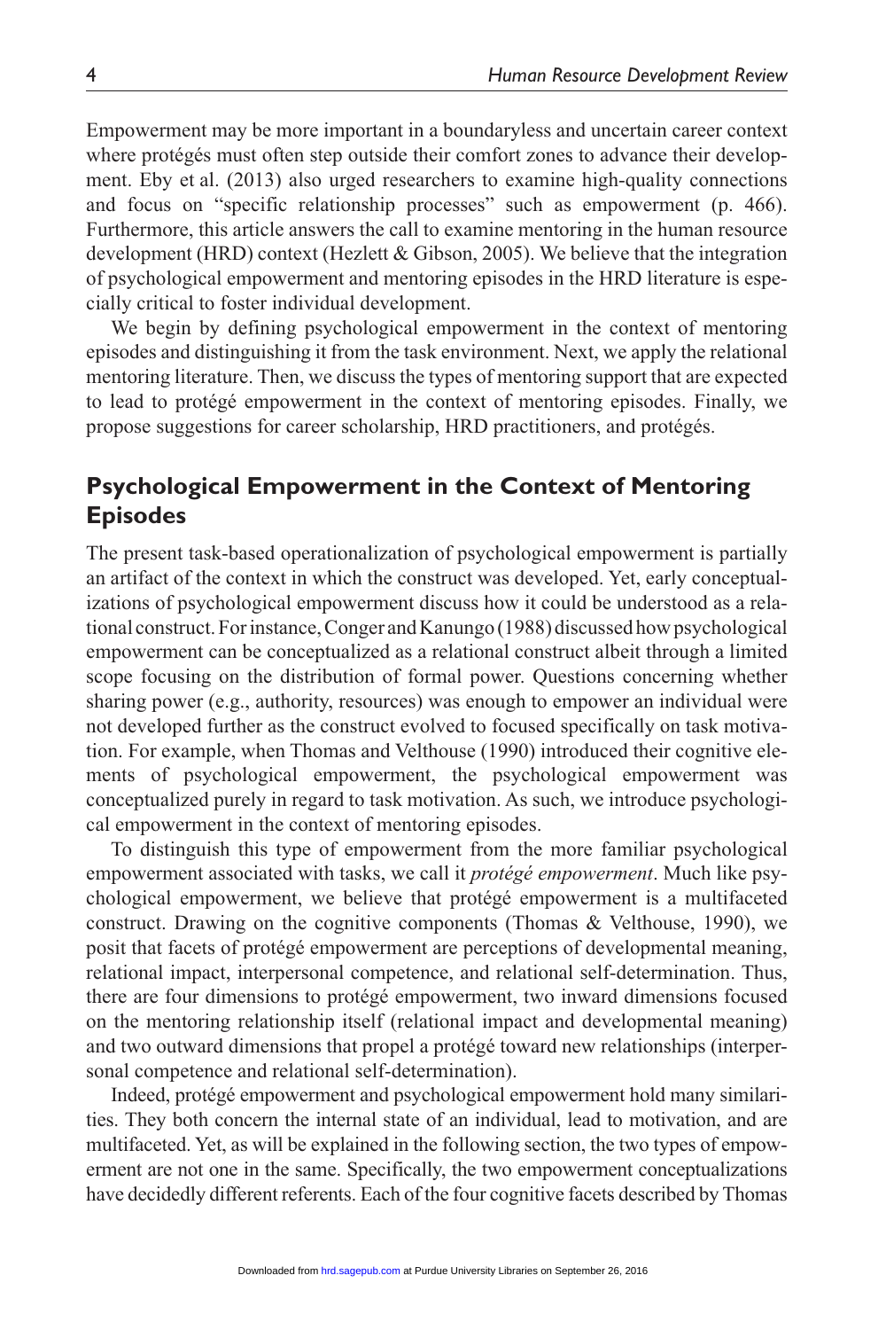Empowerment may be more important in a boundaryless and uncertain career context where protégés must often step outside their comfort zones to advance their development. Eby et al. (2013) also urged researchers to examine high-quality connections and focus on "specific relationship processes" such as empowerment (p. 466). Furthermore, this article answers the call to examine mentoring in the human resource development (HRD) context (Hezlett & Gibson, 2005). We believe that the integration of psychological empowerment and mentoring episodes in the HRD literature is especially critical to foster individual development.

We begin by defining psychological empowerment in the context of mentoring episodes and distinguishing it from the task environment. Next, we apply the relational mentoring literature. Then, we discuss the types of mentoring support that are expected to lead to protégé empowerment in the context of mentoring episodes. Finally, we propose suggestions for career scholarship, HRD practitioners, and protégés.

## Psychological Empowerment in the Context of Mentoring Episodes

The present task-based operationalization of psychological empowerment is partially an artifact of the context in which the construct was developed. Yet, early conceptualizations of psychological empowerment discuss how it could be understood as a relational construct. For instance, Conger and Kanungo (1988) discussed how psychological empowerment can be conceptualized as a relational construct albeit through a limited scope focusing on the distribution of formal power. Questions concerning whether sharing power (e.g., authority, resources) was enough to empower an individual were not developed further as the construct evolved to focused specifically on task motivation. For example, when Thomas and Velthouse (1990) introduced their cognitive elements of psychological empowerment, the psychological empowerment was conceptualized purely in regard to task motivation. As such, we introduce psychological empowerment in the context of mentoring episodes.

To distinguish this type of empowerment from the more familiar psychological empowerment associated with tasks, we call it *protégé empowerment*. Much like psychological empowerment, we believe that protégé empowerment is a multifaceted construct. Drawing on the cognitive components (Thomas & Velthouse, 1990), we posit that facets of protégé empowerment are perceptions of developmental meaning, relational impact, interpersonal competence, and relational self-determination. Thus, there are four dimensions to protégé empowerment, two inward dimensions focused on the mentoring relationship itself (relational impact and developmental meaning) and two outward dimensions that propel a protégé toward new relationships (interpersonal competence and relational self-determination).

Indeed, protégé empowerment and psychological empowerment hold many similarities. They both concern the internal state of an individual, lead to motivation, and are multifaceted. Yet, as will be explained in the following section, the two types of empowerment are not one in the same. Specifically, the two empowerment conceptualizations have decidedly different referents. Each of the four cognitive facets described by Thomas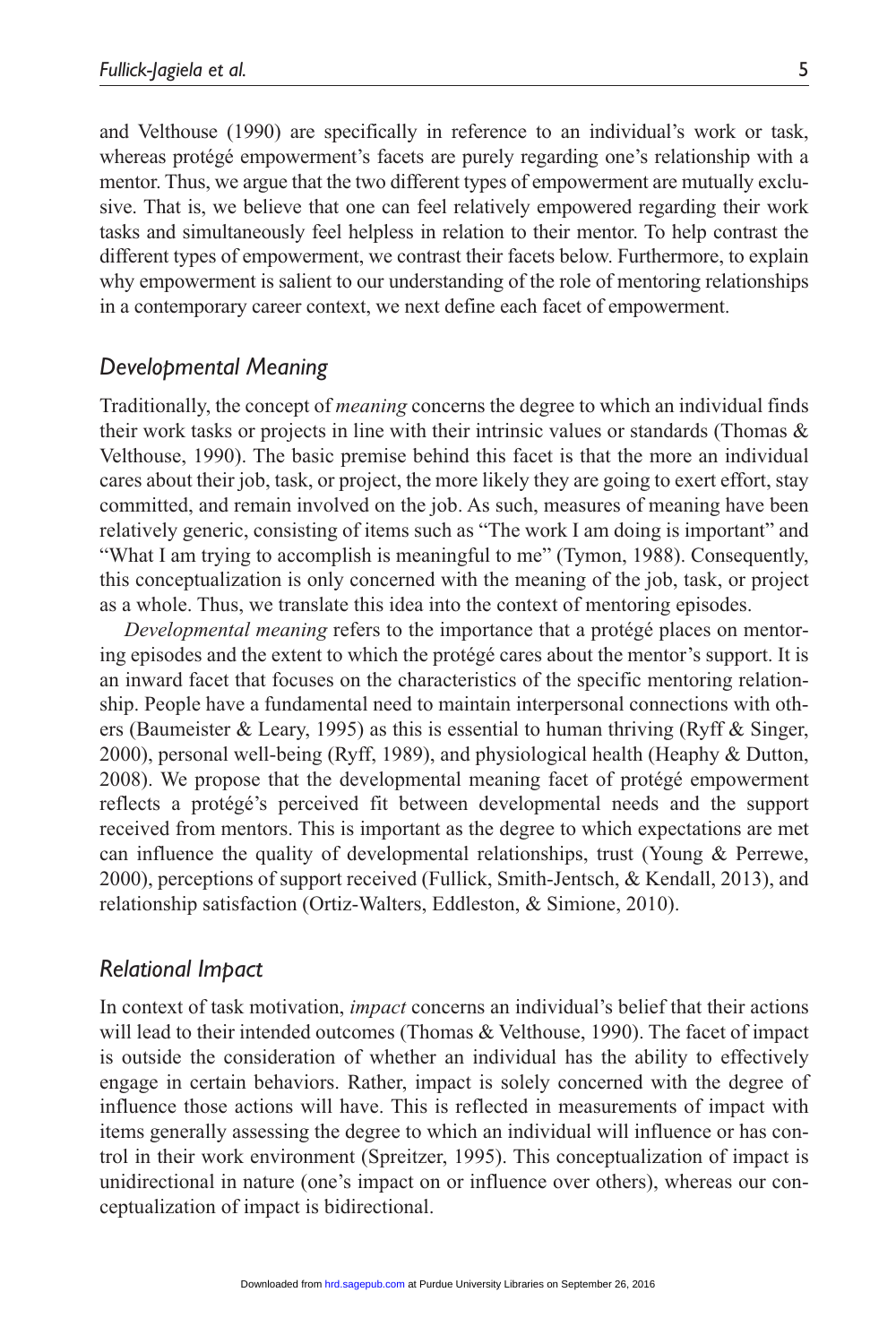and Velthouse (1990) are specifically in reference to an individual's work or task, whereas protégé empowerment's facets are purely regarding one's relationship with a mentor. Thus, we argue that the two different types of empowerment are mutually exclusive. That is, we believe that one can feel relatively empowered regarding their work tasks and simultaneously feel helpless in relation to their mentor. To help contrast the different types of empowerment, we contrast their facets below. Furthermore, to explain why empowerment is salient to our understanding of the role of mentoring relationships in a contemporary career context, we next define each facet of empowerment.

## *Developmental Meaning*

Traditionally, the concept of *meaning* concerns the degree to which an individual finds their work tasks or projects in line with their intrinsic values or standards (Thomas & Velthouse, 1990). The basic premise behind this facet is that the more an individual cares about their job, task, or project, the more likely they are going to exert effort, stay committed, and remain involved on the job. As such, measures of meaning have been relatively generic, consisting of items such as "The work I am doing is important" and "What I am trying to accomplish is meaningful to me" (Tymon, 1988). Consequently, this conceptualization is only concerned with the meaning of the job, task, or project as a whole. Thus, we translate this idea into the context of mentoring episodes.

*Developmental meaning* refers to the importance that a protégé places on mentoring episodes and the extent to which the protégé cares about the mentor's support. It is an inward facet that focuses on the characteristics of the specific mentoring relationship. People have a fundamental need to maintain interpersonal connections with others (Baumeister & Leary, 1995) as this is essential to human thriving (Ryff & Singer, 2000), personal well-being (Ryff, 1989), and physiological health (Heaphy & Dutton, 2008). We propose that the developmental meaning facet of protégé empowerment reflects a protégé's perceived fit between developmental needs and the support received from mentors. This is important as the degree to which expectations are met can influence the quality of developmental relationships, trust (Young & Perrewe, 2000), perceptions of support received (Fullick, Smith-Jentsch, & Kendall, 2013), and relationship satisfaction (Ortiz-Walters, Eddleston, & Simione, 2010).

## *Relational Impact*

In context of task motivation, *impact* concerns an individual's belief that their actions will lead to their intended outcomes (Thomas & Velthouse, 1990). The facet of impact is outside the consideration of whether an individual has the ability to effectively engage in certain behaviors. Rather, impact is solely concerned with the degree of influence those actions will have. This is reflected in measurements of impact with items generally assessing the degree to which an individual will influence or has control in their work environment (Spreitzer, 1995). This conceptualization of impact is unidirectional in nature (one's impact on or influence over others), whereas our conceptualization of impact is bidirectional.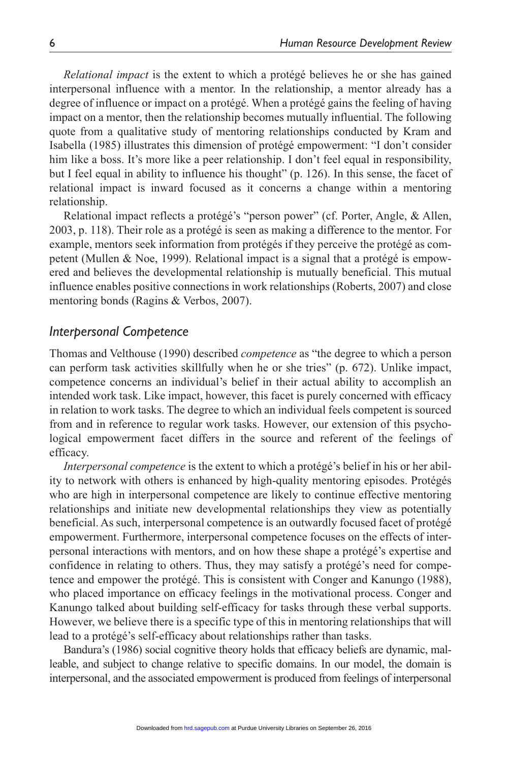*Relational impact* is the extent to which a protégé believes he or she has gained interpersonal influence with a mentor. In the relationship, a mentor already has a degree of influence or impact on a protégé. When a protégé gains the feeling of having impact on a mentor, then the relationship becomes mutually influential. The following quote from a qualitative study of mentoring relationships conducted by Kram and Isabella (1985) illustrates this dimension of protégé empowerment: "I don't consider him like a boss. It's more like a peer relationship. I don't feel equal in responsibility, but I feel equal in ability to influence his thought" (p. 126). In this sense, the facet of relational impact is inward focused as it concerns a change within a mentoring relationship.

Relational impact reflects a protégé's "person power" (cf. Porter, Angle, & Allen, 2003, p. 118). Their role as a protégé is seen as making a difference to the mentor. For example, mentors seek information from protégés if they perceive the protégé as competent (Mullen & Noe, 1999). Relational impact is a signal that a protégé is empowered and believes the developmental relationship is mutually beneficial. This mutual influence enables positive connections in work relationships (Roberts, 2007) and close mentoring bonds (Ragins & Verbos, 2007).

## *Interpersonal Competence*

Thomas and Velthouse (1990) described *competence* as "the degree to which a person can perform task activities skillfully when he or she tries" (p. 672). Unlike impact, competence concerns an individual's belief in their actual ability to accomplish an intended work task. Like impact, however, this facet is purely concerned with efficacy in relation to work tasks. The degree to which an individual feels competent is sourced from and in reference to regular work tasks. However, our extension of this psychological empowerment facet differs in the source and referent of the feelings of efficacy.

*Interpersonal competence* is the extent to which a protégé's belief in his or her ability to network with others is enhanced by high-quality mentoring episodes. Protégés who are high in interpersonal competence are likely to continue effective mentoring relationships and initiate new developmental relationships they view as potentially beneficial. As such, interpersonal competence is an outwardly focused facet of protégé empowerment. Furthermore, interpersonal competence focuses on the effects of interpersonal interactions with mentors, and on how these shape a protégé's expertise and confidence in relating to others. Thus, they may satisfy a protégé's need for competence and empower the protégé. This is consistent with Conger and Kanungo (1988), who placed importance on efficacy feelings in the motivational process. Conger and Kanungo talked about building self-efficacy for tasks through these verbal supports. However, we believe there is a specific type of this in mentoring relationships that will lead to a protégé's self-efficacy about relationships rather than tasks.

Bandura's (1986) social cognitive theory holds that efficacy beliefs are dynamic, malleable, and subject to change relative to specific domains. In our model, the domain is interpersonal, and the associated empowerment is produced from feelings of interpersonal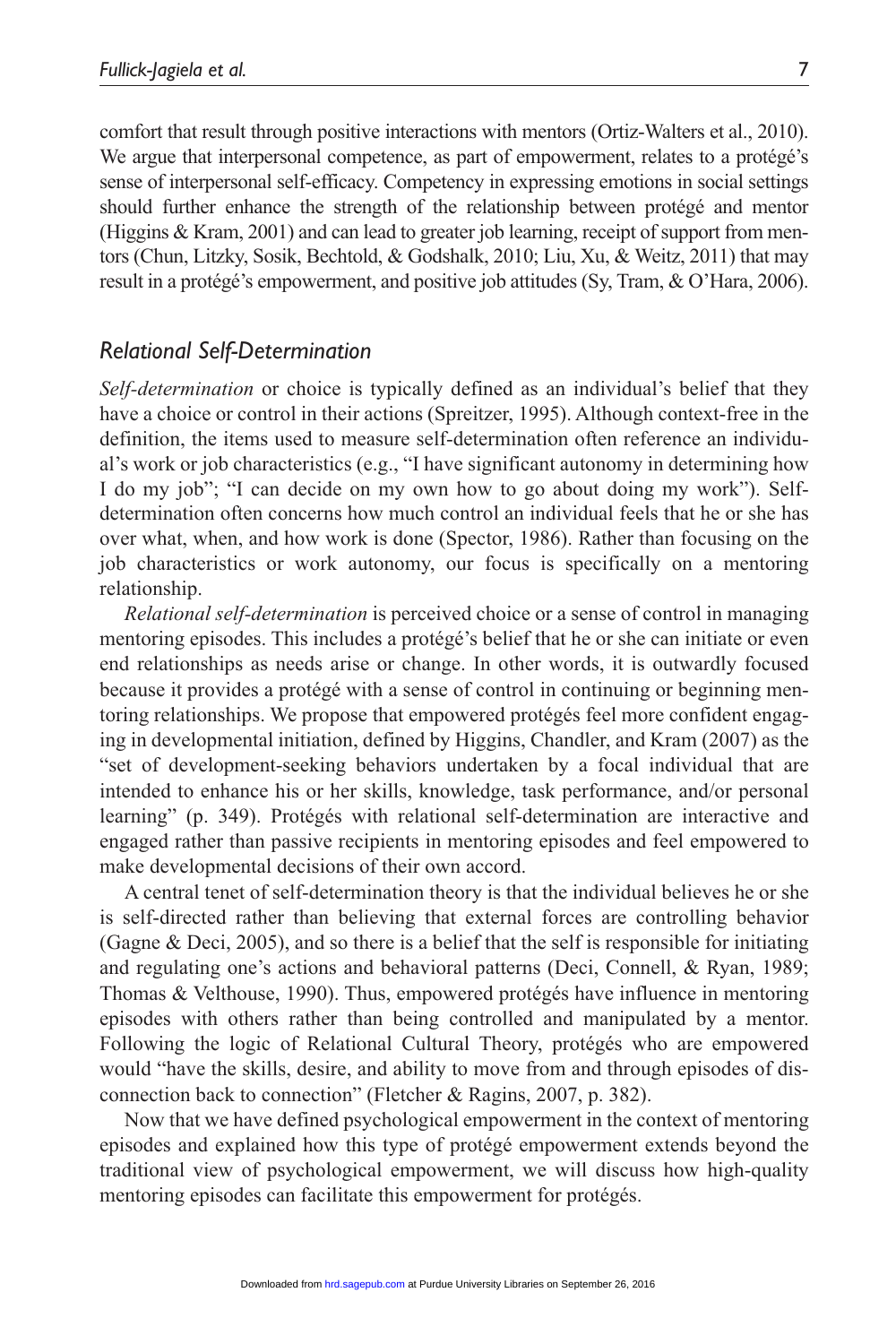comfort that result through positive interactions with mentors (Ortiz-Walters et al., 2010). We argue that interpersonal competence, as part of empowerment, relates to a protégé's sense of interpersonal self-efficacy. Competency in expressing emotions in social settings should further enhance the strength of the relationship between protégé and mentor (Higgins & Kram, 2001) and can lead to greater job learning, receipt of support from mentors (Chun, Litzky, Sosik, Bechtold, & Godshalk, 2010; Liu, Xu, & Weitz, 2011) that may result in a protégé's empowerment, and positive job attitudes (Sy, Tram, & O'Hara, 2006).

### *Relational Self-Determination*

*Self-determination* or choice is typically defined as an individual's belief that they have a choice or control in their actions (Spreitzer, 1995). Although context-free in the definition, the items used to measure self-determination often reference an individual's work or job characteristics (e.g., "I have significant autonomy in determining how I do my job"; "I can decide on my own how to go about doing my work"). Self-determination often concerns how much control an individual feels that he or she has over what, when, and how work is done (Spector, 1986). Rather than focusing on the job characteristics or work autonomy, our focus is specifically on a mentoring relationship.

*Relational self-determination* is perceived choice or a sense of control in managing mentoring episodes. This includes a protégé's belief that he or she can initiate or even end relationships as needs arise or change. In other words, it is outwardly focused because it provides a protégé with a sense of control in continuing or beginning mentoring relationships. We propose that empowered protégés feel more confident engaging in developmental initiation, defined by Higgins, Chandler, and Kram (2007) as the "set of development-seeking behaviors undertaken by a focal individual that are intended to enhance his or her skills, knowledge, task performance, and/or personal learning" (p. 349). Protégés with relational self-determination are interactive and engaged rather than passive recipients in mentoring episodes and feel empowered to make developmental decisions of their own accord.

A central tenet of self-determination theory is that the individual believes he or she is self-directed rather than believing that external forces are controlling behavior (Gagne & Deci, 2005), and so there is a belief that the self is responsible for initiating and regulating one's actions and behavioral patterns (Deci, Connell, & Ryan, 1989; Thomas & Velthouse, 1990). Thus, empowered protégés have influence in mentoring episodes with others rather than being controlled and manipulated by a mentor. Following the logic of Relational Cultural Theory, protégés who are empowered would "have the skills, desire, and ability to move from and through episodes of disconnection back to connection" (Fletcher & Ragins, 2007, p. 382).

Now that we have defined psychological empowerment in the context of mentoring episodes and explained how this type of protégé empowerment extends beyond the traditional view of psychological empowerment, we will discuss how high-quality mentoring episodes can facilitate this empowerment for protégés.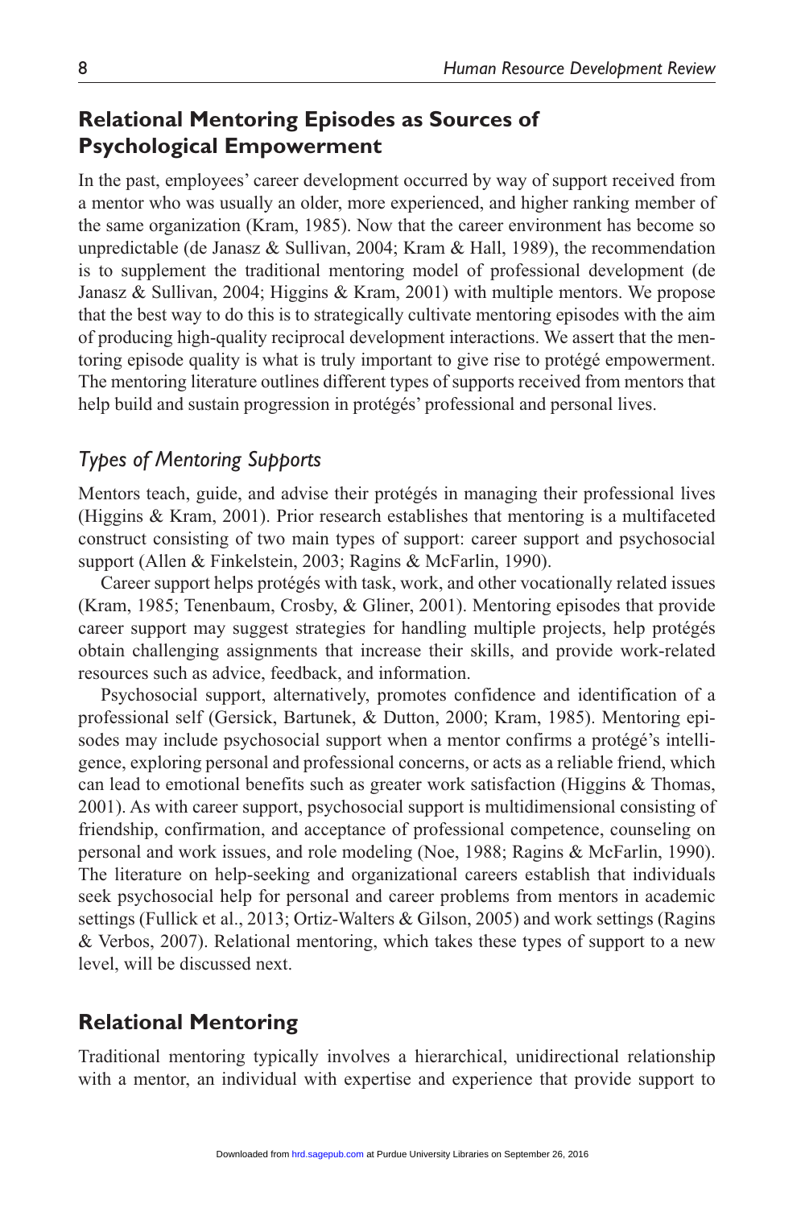## Relational Mentoring Episodes as Sources of Psychological Empowerment

In the past, employees' career development occurred by way of support received from a mentor who was usually an older, more experienced, and higher ranking member of the same organization (Kram, 1985). Now that the career environment has become so unpredictable (de Janasz & Sullivan, 2004; Kram & Hall, 1989), the recommendation is to supplement the traditional mentoring model of professional development (de Janasz & Sullivan, 2004; Higgins & Kram, 2001) with multiple mentors. We propose that the best way to do this is to strategically cultivate mentoring episodes with the aim of producing high-quality reciprocal development interactions. We assert that the mentoring episode quality is what is truly important to give rise to protégé empowerment. The mentoring literature outlines different types of supports received from mentors that help build and sustain progression in protégés' professional and personal lives.

### *Types of Mentoring Supports*

Mentors teach, guide, and advise their protégés in managing their professional lives (Higgins & Kram, 2001). Prior research establishes that mentoring is a multifaceted construct consisting of two main types of support: career support and psychosocial support (Allen & Finkelstein, 2003; Ragins & McFarlin, 1990).

Career support helps protégés with task, work, and other vocationally related issues (Kram, 1985; Tenenbaum, Crosby, & Gliner, 2001). Mentoring episodes that provide career support may suggest strategies for handling multiple projects, help protégés obtain challenging assignments that increase their skills, and provide work-related resources such as advice, feedback, and information.

Psychosocial support, alternatively, promotes confidence and identification of a professional self (Gersick, Bartunek, & Dutton, 2000; Kram, 1985). Mentoring episodes may include psychosocial support when a mentor confirms a protégé's intelligence, exploring personal and professional concerns, or acts as a reliable friend, which can lead to emotional benefits such as greater work satisfaction (Higgins & Thomas, 2001). As with career support, psychosocial support is multidimensional consisting of friendship, confirmation, and acceptance of professional competence, counseling on personal and work issues, and role modeling (Noe, 1988; Ragins & McFarlin, 1990). The literature on help-seeking and organizational careers establish that individuals seek psychosocial help for personal and career problems from mentors in academic settings (Fullick et al., 2013; Ortiz-Walters & Gilson, 2005) and work settings (Ragins & Verbos, 2007). Relational mentoring, which takes these types of support to a new level, will be discussed next.

## Relational Mentoring

Traditional mentoring typically involves a hierarchical, unidirectional relationship with a mentor, an individual with expertise and experience that provide support to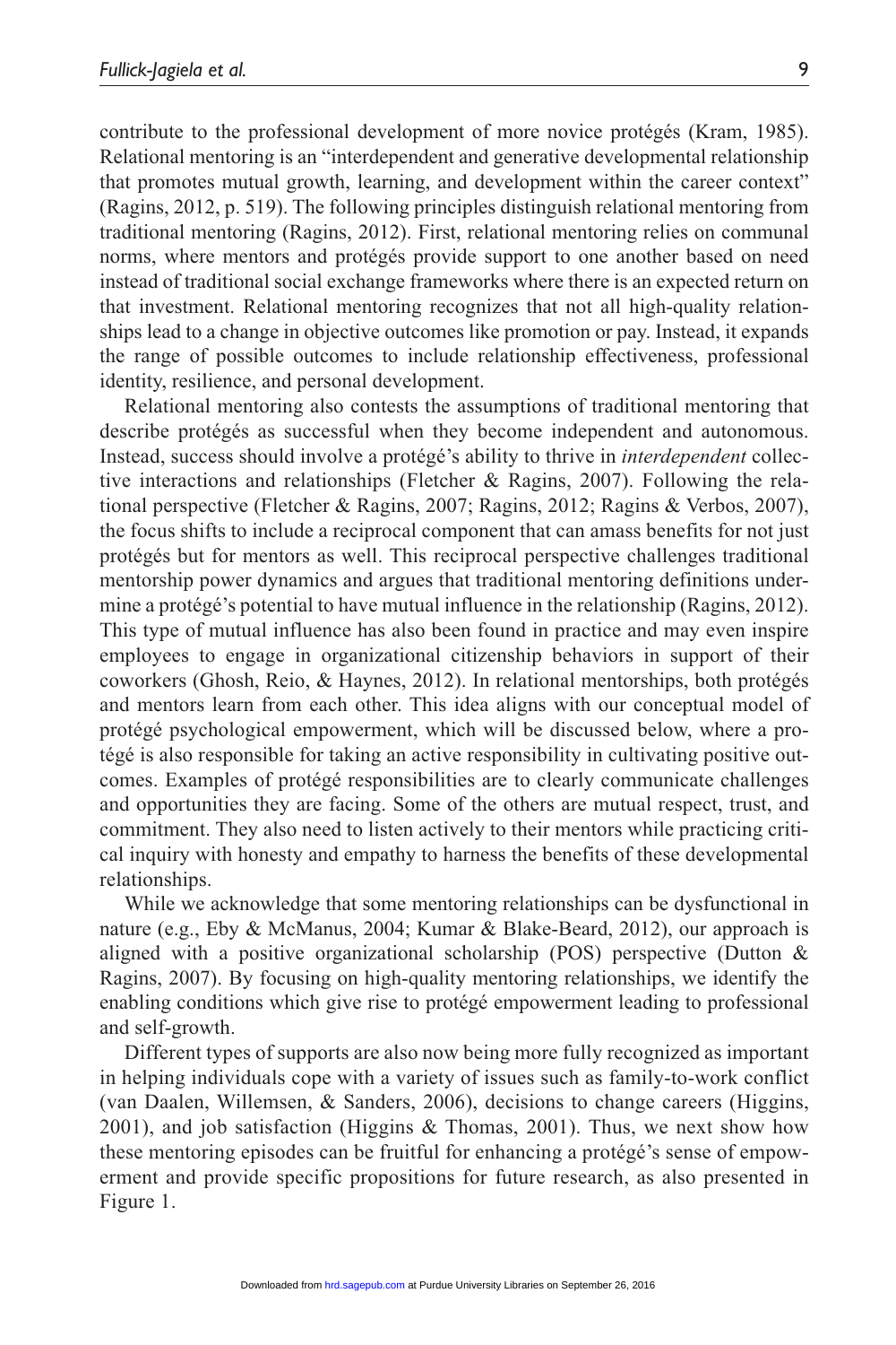contribute to the professional development of more novice protégés (Kram, 1985). Relational mentoring is an "interdependent and generative developmental relationship that promotes mutual growth, learning, and development within the career context" (Ragins, 2012, p. 519). The following principles distinguish relational mentoring from traditional mentoring (Ragins, 2012). First, relational mentoring relies on communal norms, where mentors and protégés provide support to one another based on need instead of traditional social exchange frameworks where there is an expected return on that investment. Relational mentoring recognizes that not all high-quality relationships lead to a change in objective outcomes like promotion or pay. Instead, it expands the range of possible outcomes to include relationship effectiveness, professional identity, resilience, and personal development.

Relational mentoring also contests the assumptions of traditional mentoring that describe protégés as successful when they become independent and autonomous. Instead, success should involve a protégé's ability to thrive in *interdependent* collective interactions and relationships (Fletcher & Ragins, 2007). Following the relational perspective (Fletcher & Ragins, 2007; Ragins, 2012; Ragins & Verbos, 2007), the focus shifts to include a reciprocal component that can amass benefits for not just protégés but for mentors as well. This reciprocal perspective challenges traditional mentorship power dynamics and argues that traditional mentoring definitions undermine a protégé's potential to have mutual influence in the relationship (Ragins, 2012). This type of mutual influence has also been found in practice and may even inspire employees to engage in organizational citizenship behaviors in support of their coworkers (Ghosh, Reio, & Haynes, 2012). In relational mentorships, both protégés and mentors learn from each other. This idea aligns with our conceptual model of protégé psychological empowerment, which will be discussed below, where a protégé is also responsible for taking an active responsibility in cultivating positive outcomes. Examples of protégé responsibilities are to clearly communicate challenges and opportunities they are facing. Some of the others are mutual respect, trust, and commitment. They also need to listen actively to their mentors while practicing critical inquiry with honesty and empathy to harness the benefits of these developmental relationships.

While we acknowledge that some mentoring relationships can be dysfunctional in nature (e.g., Eby & McManus, 2004; Kumar & Blake-Beard, 2012), our approach is aligned with a positive organizational scholarship (POS) perspective (Dutton & Ragins, 2007). By focusing on high-quality mentoring relationships, we identify the enabling conditions which give rise to protégé empowerment leading to professional and self-growth.

Different types of supports are also now being more fully recognized as important in helping individuals cope with a variety of issues such as family-to-work conflict (van Daalen, Willemsen, & Sanders, 2006), decisions to change careers (Higgins, 2001), and job satisfaction (Higgins & Thomas, 2001). Thus, we next show how these mentoring episodes can be fruitful for enhancing a protégé's sense of empowerment and provide specific propositions for future research, as also presented in Figure 1.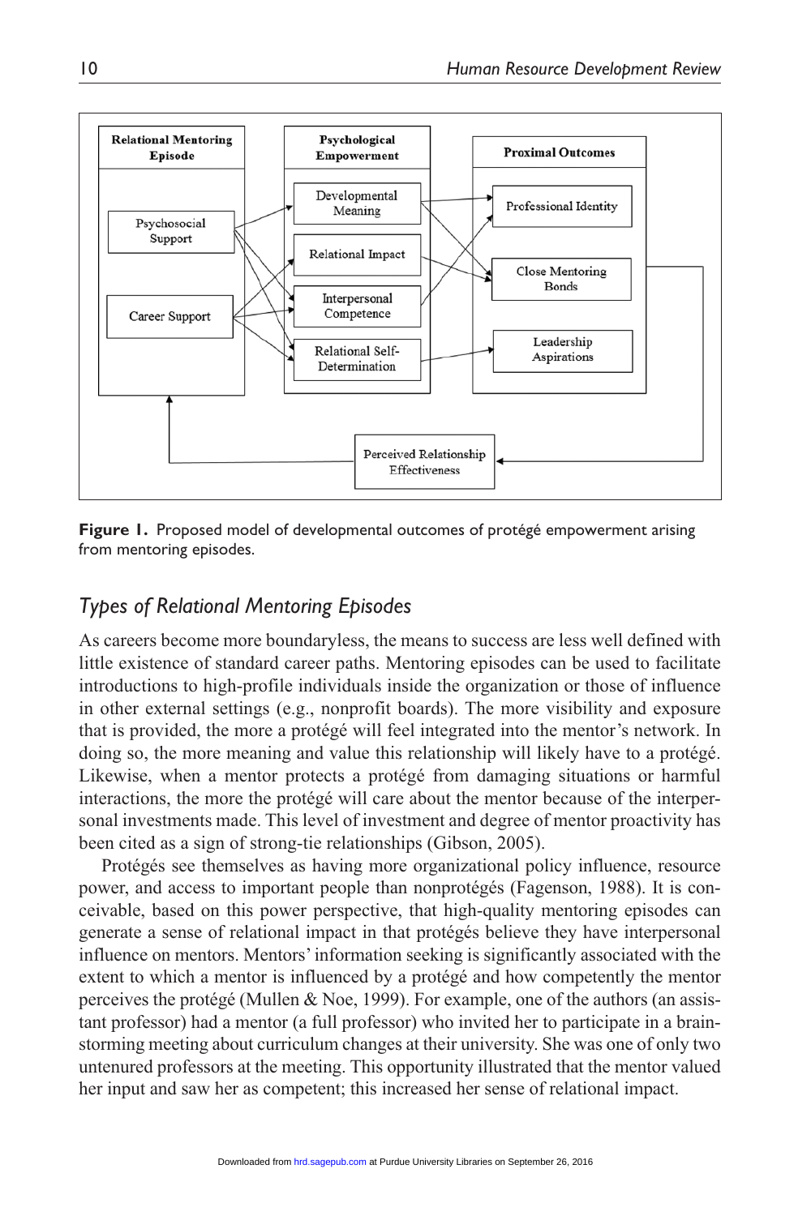Relational Mentoring Episode

Psychosocial Support

Career Support

Psychological Empowerment

Developmental Meaning

Relational Impact

Interpersonal Competence

Relational Self-Determination

Proximal Outcomes

Professional Identity

Close Mentoring Bonds

Leadership Aspirations

Perceived Relationship Effectiveness

**Figure 1.** Proposed model of developmental outcomes of protégé empowerment arising from mentoring episodes.

## *Types of Relational Mentoring Episodes*

As careers become more boundaryless, the means to success are less well defined with little existence of standard career paths. Mentoring episodes can be used to facilitate introductions to high-profile individuals inside the organization or those of influence in other external settings (e.g., nonprofit boards). The more visibility and exposure that is provided, the more a protégé will feel integrated into the mentor's network. In doing so, the more meaning and value this relationship will likely have to a protégé. Likewise, when a mentor protects a protégé from damaging situations or harmful interactions, the more the protégé will care about the mentor because of the interpersonal investments made. This level of investment and degree of mentor proactivity has been cited as a sign of strong-tie relationships (Gibson, 2005).

Protégés see themselves as having more organizational policy influence, resource power, and access to important people than nonprotégés (Fagenson, 1988). It is conceivable, based on this power perspective, that high-quality mentoring episodes can generate a sense of relational impact in that protégés believe they have interpersonal influence on mentors. Mentors' information seeking is significantly associated with the extent to which a mentor is influenced by a protégé and how competently the mentor perceives the protégé (Mullen & Noe, 1999). For example, one of the authors (an assistant professor) had a mentor (a full professor) who invited her to participate in a brainstorming meeting about curriculum changes at their university. She was one of only two untenured professors at the meeting. This opportunity illustrated that the mentor valued her input and saw her as competent; this increased her sense of relational impact.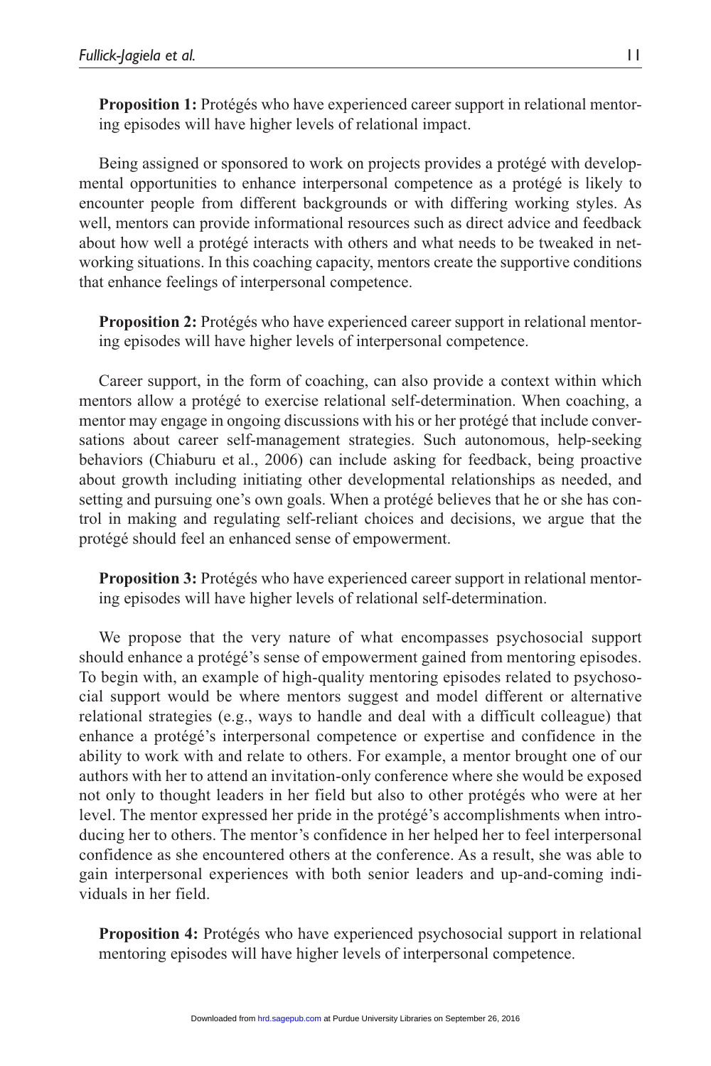**Proposition 1:** Protégés who have experienced career support in relational mentoring episodes will have higher levels of relational impact.

Being assigned or sponsored to work on projects provides a protégé with developmental opportunities to enhance interpersonal competence as a protégé is likely to encounter people from different backgrounds or with differing working styles. As well, mentors can provide informational resources such as direct advice and feedback about how well a protégé interacts with others and what needs to be tweaked in networking situations. In this coaching capacity, mentors create the supportive conditions that enhance feelings of interpersonal competence.

**Proposition 2:** Protégés who have experienced career support in relational mentoring episodes will have higher levels of interpersonal competence.

Career support, in the form of coaching, can also provide a context within which mentors allow a protégé to exercise relational self-determination. When coaching, a mentor may engage in ongoing discussions with his or her protégé that include conversations about career self-management strategies. Such autonomous, help-seeking behaviors (Chiaburu et al., 2006) can include asking for feedback, being proactive about growth including initiating other developmental relationships as needed, and setting and pursuing one's own goals. When a protégé believes that he or she has control in making and regulating self-reliant choices and decisions, we argue that the protégé should feel an enhanced sense of empowerment.

**Proposition 3:** Protégés who have experienced career support in relational mentoring episodes will have higher levels of relational self-determination.

We propose that the very nature of what encompasses psychosocial support should enhance a protégé's sense of empowerment gained from mentoring episodes. To begin with, an example of high-quality mentoring episodes related to psychosocial support would be where mentors suggest and model different or alternative relational strategies (e.g., ways to handle and deal with a difficult colleague) that enhance a protégé's interpersonal competence or expertise and confidence in the ability to work with and relate to others. For example, a mentor brought one of our authors with her to attend an invitation-only conference where she would be exposed not only to thought leaders in her field but also to other protégés who were at her level. The mentor expressed her pride in the protégé's accomplishments when introducing her to others. The mentor's confidence in her helped her to feel interpersonal confidence as she encountered others at the conference. As a result, she was able to gain interpersonal experiences with both senior leaders and up-and-coming individuals in her field.

**Proposition 4:** Protégés who have experienced psychosocial support in relational mentoring episodes will have higher levels of interpersonal competence.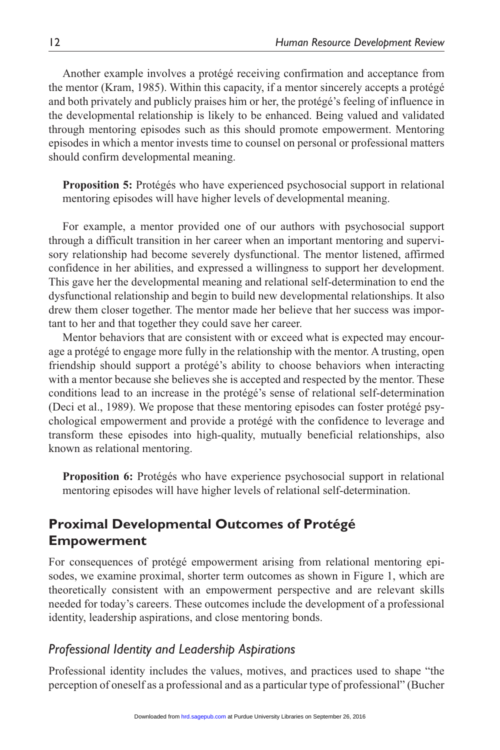Another example involves a protégé receiving confirmation and acceptance from the mentor (Kram, 1985). Within this capacity, if a mentor sincerely accepts a protégé and both privately and publicly praises him or her, the protégé's feeling of influence in the developmental relationship is likely to be enhanced. Being valued and validated through mentoring episodes such as this should promote empowerment. Mentoring episodes in which a mentor invests time to counsel on personal or professional matters should confirm developmental meaning.

> **Proposition 5:** Protégés who have experienced psychosocial support in relational mentoring episodes will have higher levels of developmental meaning.

For example, a mentor provided one of our authors with psychosocial support through a difficult transition in her career when an important mentoring and supervisory relationship had become severely dysfunctional. The mentor listened, affirmed confidence in her abilities, and expressed a willingness to support her development. This gave her the developmental meaning and relational self-determination to end the dysfunctional relationship and begin to build new developmental relationships. It also drew them closer together. The mentor made her believe that her success was important to her and that together they could save her career.

Mentor behaviors that are consistent with or exceed what is expected may encourage a protégé to engage more fully in the relationship with the mentor. A trusting, open friendship should support a protégé's ability to choose behaviors when interacting with a mentor because she believes she is accepted and respected by the mentor. These conditions lead to an increase in the protégé's sense of relational self-determination (Deci et al., 1989). We propose that these mentoring episodes can foster protégé psychological empowerment and provide a protégé with the confidence to leverage and transform these episodes into high-quality, mutually beneficial relationships, also known as relational mentoring.

> **Proposition 6:** Protégés who have experience psychosocial support in relational mentoring episodes will have higher levels of relational self-determination.

## Proximal Developmental Outcomes of Protégé Empowerment

For consequences of protégé empowerment arising from relational mentoring episodes, we examine proximal, shorter term outcomes as shown in Figure 1, which are theoretically consistent with an empowerment perspective and are relevant skills needed for today's careers. These outcomes include the development of a professional identity, leadership aspirations, and close mentoring bonds.

### *Professional Identity and Leadership Aspirations*

Professional identity includes the values, motives, and practices used to shape "the perception of oneself as a professional and as a particular type of professional" (Bucher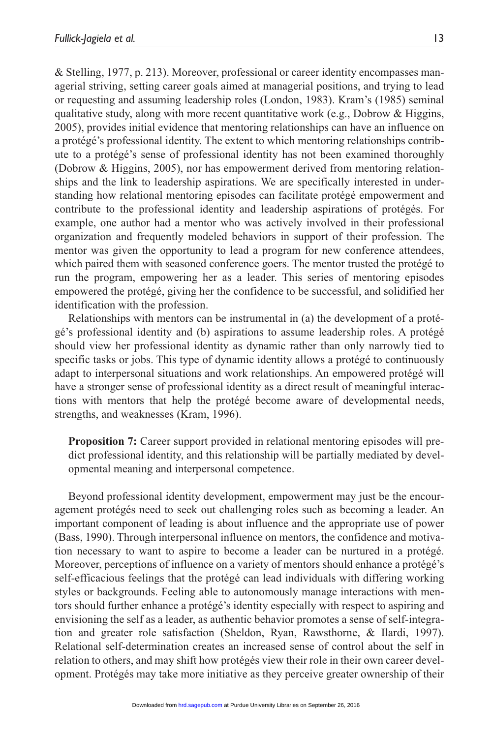& Stelling, 1977, p. 213). Moreover, professional or career identity encompasses managerial striving, setting career goals aimed at managerial positions, and trying to lead or requesting and assuming leadership roles (London, 1983). Kram's (1985) seminal qualitative study, along with more recent quantitative work (e.g., Dobrow & Higgins, 2005), provides initial evidence that mentoring relationships can have an influence on a protégé's professional identity. The extent to which mentoring relationships contribute to a protégé's sense of professional identity has not been examined thoroughly (Dobrow & Higgins, 2005), nor has empowerment derived from mentoring relationships and the link to leadership aspirations. We are specifically interested in understanding how relational mentoring episodes can facilitate protégé empowerment and contribute to the professional identity and leadership aspirations of protégés. For example, one author had a mentor who was actively involved in their professional organization and frequently modeled behaviors in support of their profession. The mentor was given the opportunity to lead a program for new conference attendees, which paired them with seasoned conference goers. The mentor trusted the protégé to run the program, empowering her as a leader. This series of mentoring episodes empowered the protégé, giving her the confidence to be successful, and solidified her identification with the profession.

Relationships with mentors can be instrumental in (a) the development of a protégé's professional identity and (b) aspirations to assume leadership roles. A protégé should view her professional identity as dynamic rather than only narrowly tied to specific tasks or jobs. This type of dynamic identity allows a protégé to continuously adapt to interpersonal situations and work relationships. An empowered protégé will have a stronger sense of professional identity as a direct result of meaningful interactions with mentors that help the protégé become aware of developmental needs, strengths, and weaknesses (Kram, 1996).

> **Proposition 7:** Career support provided in relational mentoring episodes will predict professional identity, and this relationship will be partially mediated by developmental meaning and interpersonal competence.

Beyond professional identity development, empowerment may just be the encouragement protégés need to seek out challenging roles such as becoming a leader. An important component of leading is about influence and the appropriate use of power (Bass, 1990). Through interpersonal influence on mentors, the confidence and motivation necessary to want to aspire to become a leader can be nurtured in a protégé. Moreover, perceptions of influence on a variety of mentors should enhance a protégé's self-efficacious feelings that the protégé can lead individuals with differing working styles or backgrounds. Feeling able to autonomously manage interactions with mentors should further enhance a protégé's identity especially with respect to aspiring and envisioning the self as a leader, as authentic behavior promotes a sense of self-integration and greater role satisfaction (Sheldon, Ryan, Rawsthorne, & Ilardi, 1997). Relational self-determination creates an increased sense of control about the self in relation to others, and may shift how protégés view their role in their own career development. Protégés may take more initiative as they perceive greater ownership of their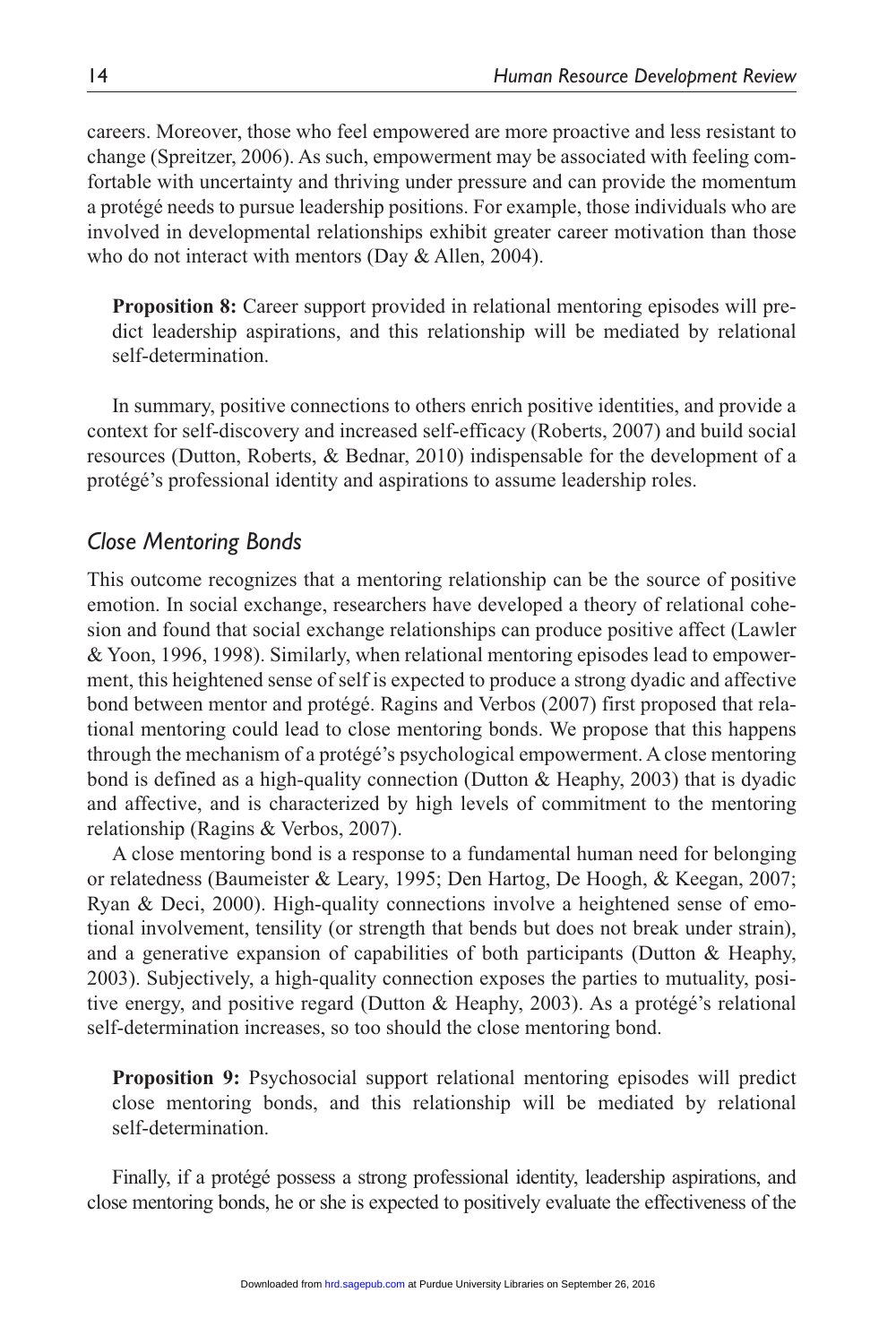careers. Moreover, those who feel empowered are more proactive and less resistant to change (Spreitzer, 2006). As such, empowerment may be associated with feeling comfortable with uncertainty and thriving under pressure and can provide the momentum a protégé needs to pursue leadership positions. For example, those individuals who are involved in developmental relationships exhibit greater career motivation than those who do not interact with mentors (Day & Allen, 2004).

> **Proposition 8:** Career support provided in relational mentoring episodes will predict leadership aspirations, and this relationship will be mediated by relational self-determination.

In summary, positive connections to others enrich positive identities, and provide a context for self-discovery and increased self-efficacy (Roberts, 2007) and build social resources (Dutton, Roberts, & Bednar, 2010) indispensable for the development of a protégé's professional identity and aspirations to assume leadership roles.

### *Close Mentoring Bonds*

This outcome recognizes that a mentoring relationship can be the source of positive emotion. In social exchange, researchers have developed a theory of relational cohesion and found that social exchange relationships can produce positive affect (Lawler & Yoon, 1996, 1998). Similarly, when relational mentoring episodes lead to empowerment, this heightened sense of self is expected to produce a strong dyadic and affective bond between mentor and protégé. Ragins and Verbos (2007) first proposed that relational mentoring could lead to close mentoring bonds. We propose that this happens through the mechanism of a protégé's psychological empowerment. A close mentoring bond is defined as a high-quality connection (Dutton & Heaphy, 2003) that is dyadic and affective, and is characterized by high levels of commitment to the mentoring relationship (Ragins & Verbos, 2007).

A close mentoring bond is a response to a fundamental human need for belonging or relatedness (Baumeister & Leary, 1995; Den Hartog, De Hoogh, & Keegan, 2007; Ryan & Deci, 2000). High-quality connections involve a heightened sense of emotional involvement, tensility (or strength that bends but does not break under strain), and a generative expansion of capabilities of both participants (Dutton & Heaphy, 2003). Subjectively, a high-quality connection exposes the parties to mutuality, positive energy, and positive regard (Dutton & Heaphy, 2003). As a protégé's relational self-determination increases, so too should the close mentoring bond.

> **Proposition 9:** Psychosocial support relational mentoring episodes will predict close mentoring bonds, and this relationship will be mediated by relational self-determination.

Finally, if a protégé possess a strong professional identity, leadership aspirations, and close mentoring bonds, he or she is expected to positively evaluate the effectiveness of the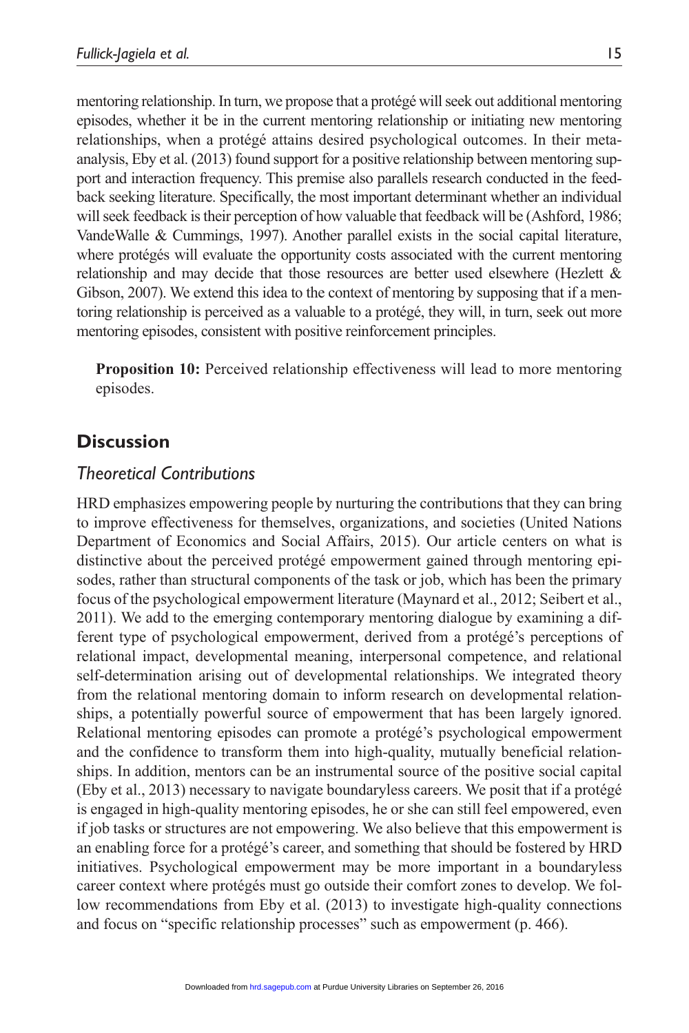mentoring relationship. In turn, we propose that a protégé will seek out additional mentoring episodes, whether it be in the current mentoring relationship or initiating new mentoring relationships, when a protégé attains desired psychological outcomes. In their meta-analysis, Eby et al. (2013) found support for a positive relationship between mentoring support and interaction frequency. This premise also parallels research conducted in the feedback seeking literature. Specifically, the most important determinant whether an individual will seek feedback is their perception of how valuable that feedback will be (Ashford, 1986; VandeWalle & Cummings, 1997). Another parallel exists in the social capital literature, where protégés will evaluate the opportunity costs associated with the current mentoring relationship and may decide that those resources are better used elsewhere (Hezlett & Gibson, 2007). We extend this idea to the context of mentoring by supposing that if a mentoring relationship is perceived as a valuable to a protégé, they will, in turn, seek out more mentoring episodes, consistent with positive reinforcement principles.

> **Proposition 10:** Perceived relationship effectiveness will lead to more mentoring episodes.

## Discussion

### *Theoretical Contributions*

HRD emphasizes empowering people by nurturing the contributions that they can bring to improve effectiveness for themselves, organizations, and societies (United Nations Department of Economics and Social Affairs, 2015). Our article centers on what is distinctive about the perceived protégé empowerment gained through mentoring episodes, rather than structural components of the task or job, which has been the primary focus of the psychological empowerment literature (Maynard et al., 2012; Seibert et al., 2011). We add to the emerging contemporary mentoring dialogue by examining a different type of psychological empowerment, derived from a protégé's perceptions of relational impact, developmental meaning, interpersonal competence, and relational self-determination arising out of developmental relationships. We integrated theory from the relational mentoring domain to inform research on developmental relationships, a potentially powerful source of empowerment that has been largely ignored. Relational mentoring episodes can promote a protégé's psychological empowerment and the confidence to transform them into high-quality, mutually beneficial relationships. In addition, mentors can be an instrumental source of the positive social capital (Eby et al., 2013) necessary to navigate boundaryless careers. We posit that if a protégé is engaged in high-quality mentoring episodes, he or she can still feel empowered, even if job tasks or structures are not empowering. We also believe that this empowerment is an enabling force for a protégé's career, and something that should be fostered by HRD initiatives. Psychological empowerment may be more important in a boundaryless career context where protégés must go outside their comfort zones to develop. We follow recommendations from Eby et al. (2013) to investigate high-quality connections and focus on "specific relationship processes" such as empowerment (p. 466).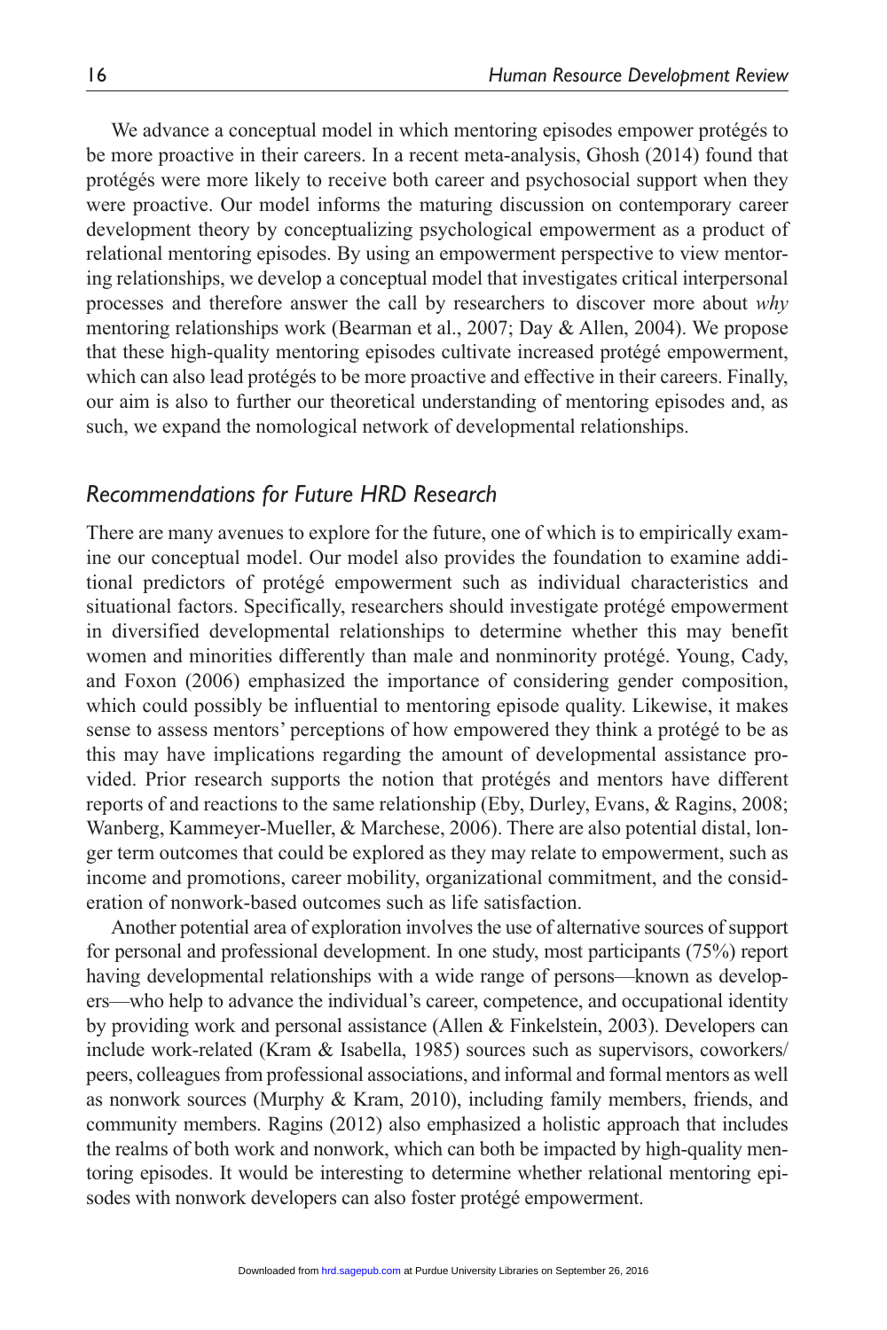We advance a conceptual model in which mentoring episodes empower protégés to be more proactive in their careers. In a recent meta-analysis, Ghosh (2014) found that protégés were more likely to receive both career and psychosocial support when they were proactive. Our model informs the maturing discussion on contemporary career development theory by conceptualizing psychological empowerment as a product of relational mentoring episodes. By using an empowerment perspective to view mentoring relationships, we develop a conceptual model that investigates critical interpersonal processes and therefore answer the call by researchers to discover more about *why* mentoring relationships work (Bearman et al., 2007; Day & Allen, 2004). We propose that these high-quality mentoring episodes cultivate increased protégé empowerment, which can also lead protégés to be more proactive and effective in their careers. Finally, our aim is also to further our theoretical understanding of mentoring episodes and, as such, we expand the nomological network of developmental relationships.

### *Recommendations for Future HRD Research*

There are many avenues to explore for the future, one of which is to empirically examine our conceptual model. Our model also provides the foundation to examine additional predictors of protégé empowerment such as individual characteristics and situational factors. Specifically, researchers should investigate protégé empowerment in diversified developmental relationships to determine whether this may benefit women and minorities differently than male and nonminority protégé. Young, Cady, and Foxon (2006) emphasized the importance of considering gender composition, which could possibly be influential to mentoring episode quality. Likewise, it makes sense to assess mentors' perceptions of how empowered they think a protégé to be as this may have implications regarding the amount of developmental assistance provided. Prior research supports the notion that protégés and mentors have different reports of and reactions to the same relationship (Eby, Durley, Evans, & Ragins, 2008; Wanberg, Kammeyer-Mueller, & Marchese, 2006). There are also potential distal, longer term outcomes that could be explored as they may relate to empowerment, such as income and promotions, career mobility, organizational commitment, and the consideration of nonwork-based outcomes such as life satisfaction.

Another potential area of exploration involves the use of alternative sources of support for personal and professional development. In one study, most participants (75%) report having developmental relationships with a wide range of persons—known as developers—who help to advance the individual's career, competence, and occupational identity by providing work and personal assistance (Allen & Finkelstein, 2003). Developers can include work-related (Kram & Isabella, 1985) sources such as supervisors, coworkers/peers, colleagues from professional associations, and informal and formal mentors as well as nonwork sources (Murphy & Kram, 2010), including family members, friends, and community members. Ragins (2012) also emphasized a holistic approach that includes the realms of both work and nonwork, which can both be impacted by high-quality mentoring episodes. It would be interesting to determine whether relational mentoring episodes with nonwork developers can also foster protégé empowerment.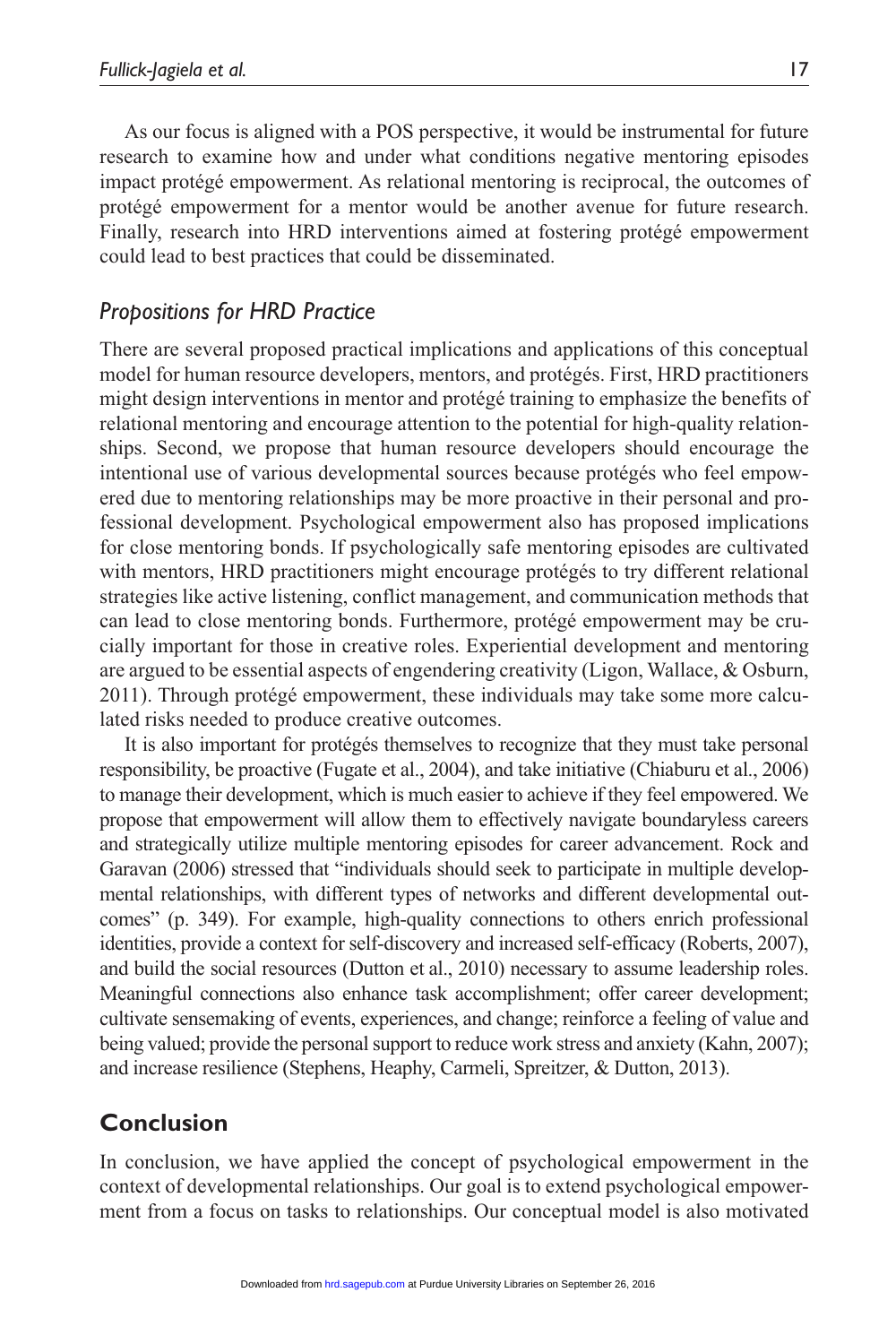As our focus is aligned with a POS perspective, it would be instrumental for future research to examine how and under what conditions negative mentoring episodes impact protégé empowerment. As relational mentoring is reciprocal, the outcomes of protégé empowerment for a mentor would be another avenue for future research. Finally, research into HRD interventions aimed at fostering protégé empowerment could lead to best practices that could be disseminated.

### *Propositions for HRD Practice*

There are several proposed practical implications and applications of this conceptual model for human resource developers, mentors, and protégés. First, HRD practitioners might design interventions in mentor and protégé training to emphasize the benefits of relational mentoring and encourage attention to the potential for high-quality relationships. Second, we propose that human resource developers should encourage the intentional use of various developmental sources because protégés who feel empowered due to mentoring relationships may be more proactive in their personal and professional development. Psychological empowerment also has proposed implications for close mentoring bonds. If psychologically safe mentoring episodes are cultivated with mentors, HRD practitioners might encourage protégés to try different relational strategies like active listening, conflict management, and communication methods that can lead to close mentoring bonds. Furthermore, protégé empowerment may be crucially important for those in creative roles. Experiential development and mentoring are argued to be essential aspects of engendering creativity (Ligon, Wallace, & Osburn, 2011). Through protégé empowerment, these individuals may take some more calculated risks needed to produce creative outcomes.

It is also important for protégés themselves to recognize that they must take personal responsibility, be proactive (Fugate et al., 2004), and take initiative (Chiaburu et al., 2006) to manage their development, which is much easier to achieve if they feel empowered. We propose that empowerment will allow them to effectively navigate boundaryless careers and strategically utilize multiple mentoring episodes for career advancement. Rock and Garavan (2006) stressed that "individuals should seek to participate in multiple developmental relationships, with different types of networks and different developmental outcomes" (p. 349). For example, high-quality connections to others enrich professional identities, provide a context for self-discovery and increased self-efficacy (Roberts, 2007), and build the social resources (Dutton et al., 2010) necessary to assume leadership roles. Meaningful connections also enhance task accomplishment; offer career development; cultivate sensemaking of events, experiences, and change; reinforce a feeling of value and being valued; provide the personal support to reduce work stress and anxiety (Kahn, 2007); and increase resilience (Stephens, Heaphy, Carmeli, Spreitzer, & Dutton, 2013).

## Conclusion

In conclusion, we have applied the concept of psychological empowerment in the context of developmental relationships. Our goal is to extend psychological empowerment from a focus on tasks to relationships. Our conceptual model is also motivated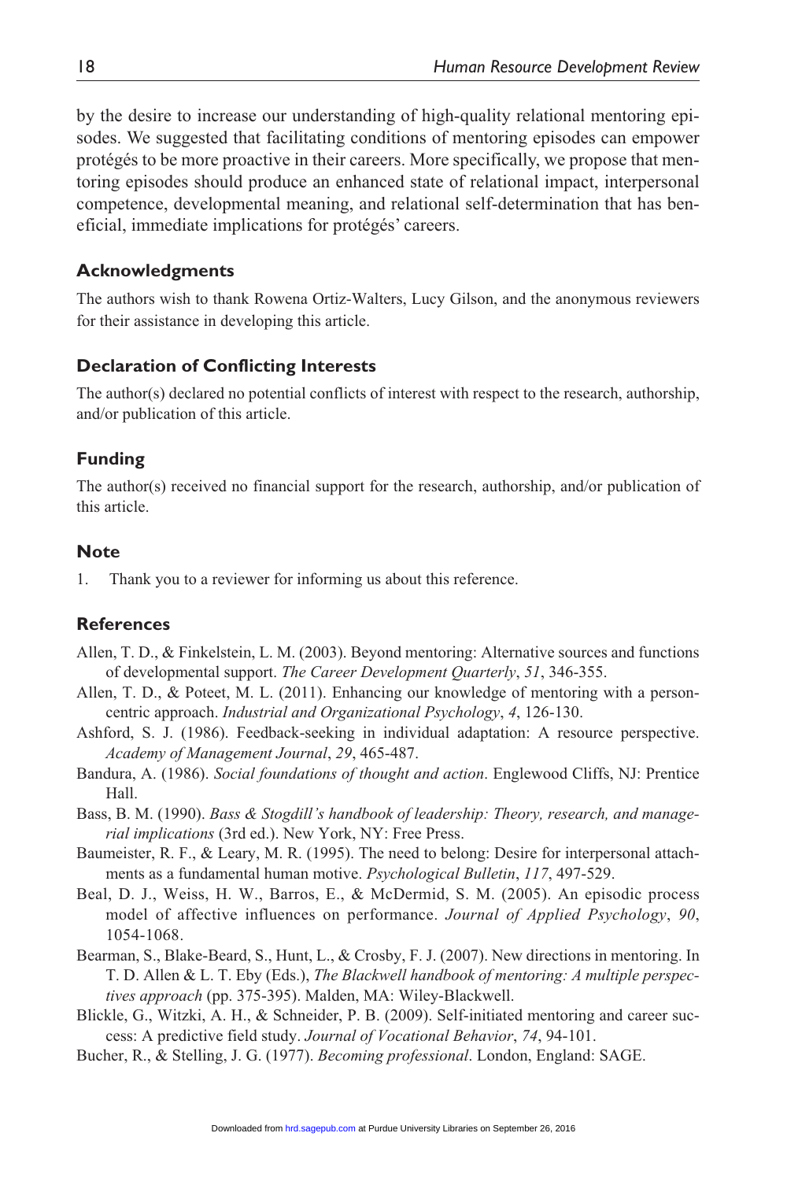by the desire to increase our understanding of high-quality relational mentoring episodes. We suggested that facilitating conditions of mentoring episodes can empower protégés to be more proactive in their careers. More specifically, we propose that mentoring episodes should produce an enhanced state of relational impact, interpersonal competence, developmental meaning, and relational self-determination that has beneficial, immediate implications for protégés' careers.

## Acknowledgments

The authors wish to thank Rowena Ortiz-Walters, Lucy Gilson, and the anonymous reviewers for their assistance in developing this article.

## Declaration of Conflicting Interests

The author(s) declared no potential conflicts of interest with respect to the research, authorship, and/or publication of this article.

## Funding

The author(s) received no financial support for the research, authorship, and/or publication of this article.

## Note

1. Thank you to a reviewer for informing us about this reference.

## References

Allen, T. D., & Finkelstein, L. M. (2003). Beyond mentoring: Alternative sources and functions of developmental support. *The Career Development Quarterly*, *51*, 346-355.

Allen, T. D., & Poteet, M. L. (2011). Enhancing our knowledge of mentoring with a person-centric approach. *Industrial and Organizational Psychology*, *4*, 126-130.

Ashford, S. J. (1986). Feedback-seeking in individual adaptation: A resource perspective. *Academy of Management Journal*, *29*, 465-487.

Bandura, A. (1986). *Social foundations of thought and action*. Englewood Cliffs, NJ: Prentice Hall.

Bass, B. M. (1990). *Bass & Stogdill's handbook of leadership: Theory, research, and managerial implications* (3rd ed.). New York, NY: Free Press.

Baumeister, R. F., & Leary, M. R. (1995). The need to belong: Desire for interpersonal attachments as a fundamental human motive. *Psychological Bulletin*, *117*, 497-529.

Beal, D. J., Weiss, H. W., Barros, E., & McDermid, S. M. (2005). An episodic process model of affective influences on performance. *Journal of Applied Psychology*, *90*, 1054-1068.

Bearman, S., Blake-Beard, S., Hunt, L., & Crosby, F. J. (2007). New directions in mentoring. In T. D. Allen & L. T. Eby (Eds.), *The Blackwell handbook of mentoring: A multiple perspectives approach* (pp. 375-395). Malden, MA: Wiley-Blackwell.

Blickle, G., Witzki, A. H., & Schneider, P. B. (2009). Self-initiated mentoring and career success: A predictive field study. *Journal of Vocational Behavior*, *74*, 94-101.

Bucher, R., & Stelling, J. G. (1977). *Becoming professional*. London, England: SAGE.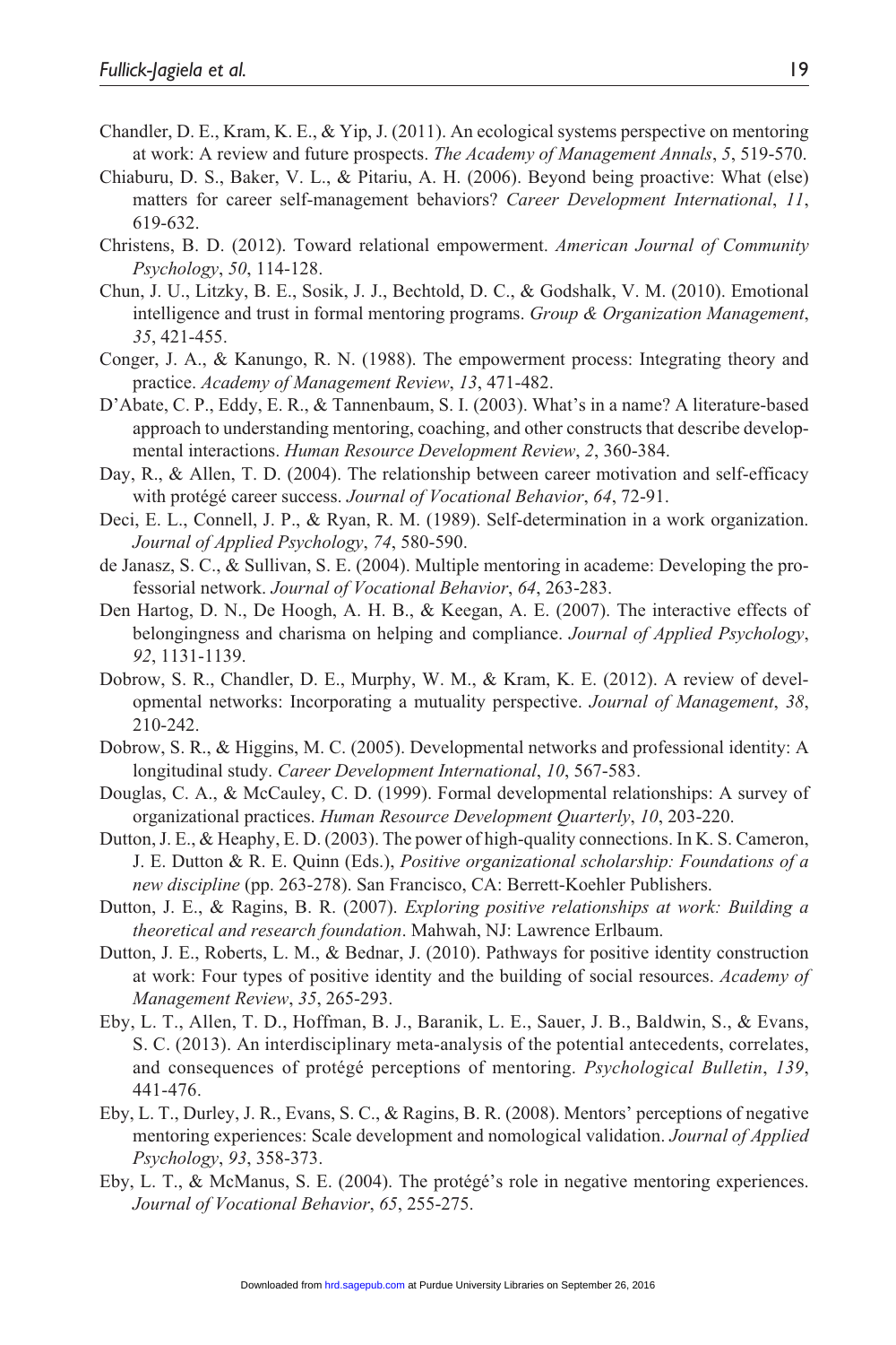Chandler, D. E., Kram, K. E., & Yip, J. (2011). An ecological systems perspective on mentoring at work: A review and future prospects. *The Academy of Management Annals*, *5*, 519-570.

Chiaburu, D. S., Baker, V. L., & Pitariu, A. H. (2006). Beyond being proactive: What (else) matters for career self-management behaviors? *Career Development International*, *11*, 619-632.

Christens, B. D. (2012). Toward relational empowerment. *American Journal of Community Psychology*, *50*, 114-128.

Chun, J. U., Litzky, B. E., Sosik, J. J., Bechtold, D. C., & Godshalk, V. M. (2010). Emotional intelligence and trust in formal mentoring programs. *Group & Organization Management*, *35*, 421-455.

Conger, J. A., & Kanungo, R. N. (1988). The empowerment process: Integrating theory and practice. *Academy of Management Review*, *13*, 471-482.

D'Abate, C. P., Eddy, E. R., & Tannenbaum, S. I. (2003). What's in a name? A literature-based approach to understanding mentoring, coaching, and other constructs that describe developmental interactions. *Human Resource Development Review*, *2*, 360-384.

Day, R., & Allen, T. D. (2004). The relationship between career motivation and self-efficacy with protégé career success. *Journal of Vocational Behavior*, *64*, 72-91.

Deci, E. L., Connell, J. P., & Ryan, R. M. (1989). Self-determination in a work organization. *Journal of Applied Psychology*, *74*, 580-590.

de Janasz, S. C., & Sullivan, S. E. (2004). Multiple mentoring in academe: Developing the professorial network. *Journal of Vocational Behavior*, *64*, 263-283.

Den Hartog, D. N., De Hoogh, A. H. B., & Keegan, A. E. (2007). The interactive effects of belongingness and charisma on helping and compliance. *Journal of Applied Psychology*, *92*, 1131-1139.

Dobrow, S. R., Chandler, D. E., Murphy, W. M., & Kram, K. E. (2012). A review of developmental networks: Incorporating a mutuality perspective. *Journal of Management*, *38*, 210-242.

Dobrow, S. R., & Higgins, M. C. (2005). Developmental networks and professional identity: A longitudinal study. *Career Development International*, *10*, 567-583.

Douglas, C. A., & McCauley, C. D. (1999). Formal developmental relationships: A survey of organizational practices. *Human Resource Development Quarterly*, *10*, 203-220.

Dutton, J. E., & Heaphy, E. D. (2003). The power of high-quality connections. In K. S. Cameron, J. E. Dutton & R. E. Quinn (Eds.), *Positive organizational scholarship: Foundations of a new discipline* (pp. 263-278). San Francisco, CA: Berrett-Koehler Publishers.

Dutton, J. E., & Ragins, B. R. (2007). *Exploring positive relationships at work: Building a theoretical and research foundation*. Mahwah, NJ: Lawrence Erlbaum.

Dutton, J. E., Roberts, L. M., & Bednar, J. (2010). Pathways for positive identity construction at work: Four types of positive identity and the building of social resources. *Academy of Management Review*, *35*, 265-293.

Eby, L. T., Allen, T. D., Hoffman, B. J., Baranik, L. E., Sauer, J. B., Baldwin, S., & Evans, S. C. (2013). An interdisciplinary meta-analysis of the potential antecedents, correlates, and consequences of protégé perceptions of mentoring. *Psychological Bulletin*, *139*, 441-476.

Eby, L. T., Durley, J. R., Evans, S. C., & Ragins, B. R. (2008). Mentors' perceptions of negative mentoring experiences: Scale development and nomological validation. *Journal of Applied Psychology*, *93*, 358-373.

Eby, L. T., & McManus, S. E. (2004). The protégé's role in negative mentoring experiences. *Journal of Vocational Behavior*, *65*, 255-275.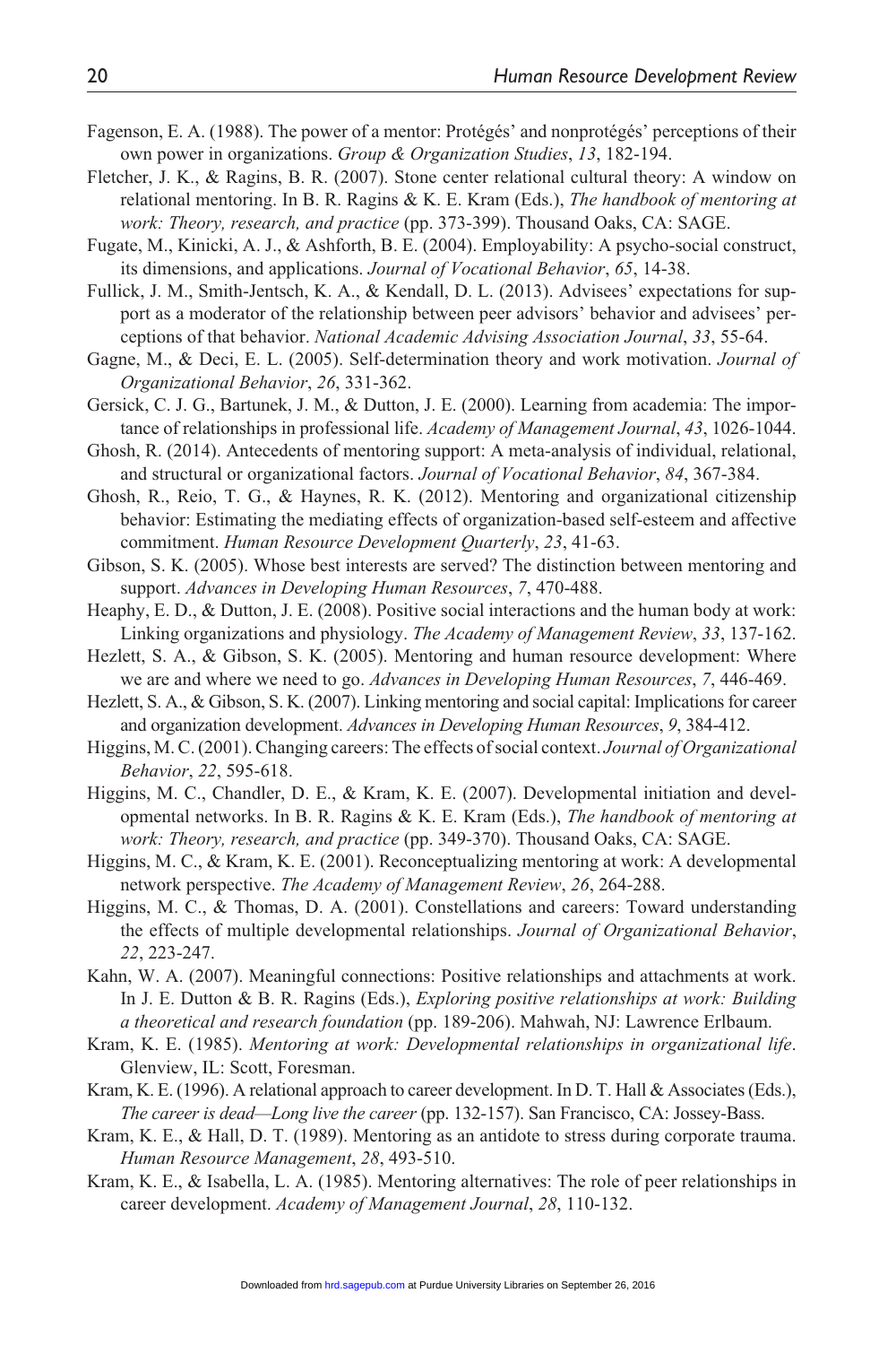Fagenson, E. A. (1988). The power of a mentor: Protégés' and nonprotégés' perceptions of their own power in organizations. *Group & Organization Studies*, *13*, 182-194.

Fletcher, J. K., & Ragins, B. R. (2007). Stone center relational cultural theory: A window on relational mentoring. In B. R. Ragins & K. E. Kram (Eds.), *The handbook of mentoring at work: Theory, research, and practice* (pp. 373-399). Thousand Oaks, CA: SAGE.

Fugate, M., Kinicki, A. J., & Ashforth, B. E. (2004). Employability: A psycho-social construct, its dimensions, and applications. *Journal of Vocational Behavior*, *65*, 14-38.

Fullick, J. M., Smith-Jentsch, K. A., & Kendall, D. L. (2013). Advisees' expectations for support as a moderator of the relationship between peer advisors' behavior and advisees' perceptions of that behavior. *National Academic Advising Association Journal*, *33*, 55-64.

Gagne, M., & Deci, E. L. (2005). Self-determination theory and work motivation. *Journal of Organizational Behavior*, *26*, 331-362.

Gersick, C. J. G., Bartunek, J. M., & Dutton, J. E. (2000). Learning from academia: The importance of relationships in professional life. *Academy of Management Journal*, *43*, 1026-1044.

Ghosh, R. (2014). Antecedents of mentoring support: A meta-analysis of individual, relational, and structural or organizational factors. *Journal of Vocational Behavior*, *84*, 367-384.

Ghosh, R., Reio, T. G., & Haynes, R. K. (2012). Mentoring and organizational citizenship behavior: Estimating the mediating effects of organization-based self-esteem and affective commitment. *Human Resource Development Quarterly*, *23*, 41-63.

Gibson, S. K. (2005). Whose best interests are served? The distinction between mentoring and support. *Advances in Developing Human Resources*, *7*, 470-488.

Heaphy, E. D., & Dutton, J. E. (2008). Positive social interactions and the human body at work: Linking organizations and physiology. *The Academy of Management Review*, *33*, 137-162.

Hezlett, S. A., & Gibson, S. K. (2005). Mentoring and human resource development: Where we are and where we need to go. *Advances in Developing Human Resources*, *7*, 446-469.

Hezlett, S. A., & Gibson, S. K. (2007). Linking mentoring and social capital: Implications for career and organization development. *Advances in Developing Human Resources*, *9*, 384-412.

Higgins, M. C. (2001). Changing careers: The effects of social context. *Journal of Organizational Behavior*, *22*, 595-618.

Higgins, M. C., Chandler, D. E., & Kram, K. E. (2007). Developmental initiation and developmental networks. In B. R. Ragins & K. E. Kram (Eds.), *The handbook of mentoring at work: Theory, research, and practice* (pp. 349-370). Thousand Oaks, CA: SAGE.

Higgins, M. C., & Kram, K. E. (2001). Reconceptualizing mentoring at work: A developmental network perspective. *The Academy of Management Review*, *26*, 264-288.

Higgins, M. C., & Thomas, D. A. (2001). Constellations and careers: Toward understanding the effects of multiple developmental relationships. *Journal of Organizational Behavior*, *22*, 223-247.

Kahn, W. A. (2007). Meaningful connections: Positive relationships and attachments at work. In J. E. Dutton & B. R. Ragins (Eds.), *Exploring positive relationships at work: Building a theoretical and research foundation* (pp. 189-206). Mahwah, NJ: Lawrence Erlbaum.

Kram, K. E. (1985). *Mentoring at work: Developmental relationships in organizational life*. Glenview, IL: Scott, Foresman.

Kram, K. E. (1996). A relational approach to career development. In D. T. Hall & Associates (Eds.), *The career is dead—Long live the career* (pp. 132-157). San Francisco, CA: Jossey-Bass.

Kram, K. E., & Hall, D. T. (1989). Mentoring as an antidote to stress during corporate trauma. *Human Resource Management*, *28*, 493-510.

Kram, K. E., & Isabella, L. A. (1985). Mentoring alternatives: The role of peer relationships in career development. *Academy of Management Journal*, *28*, 110-132.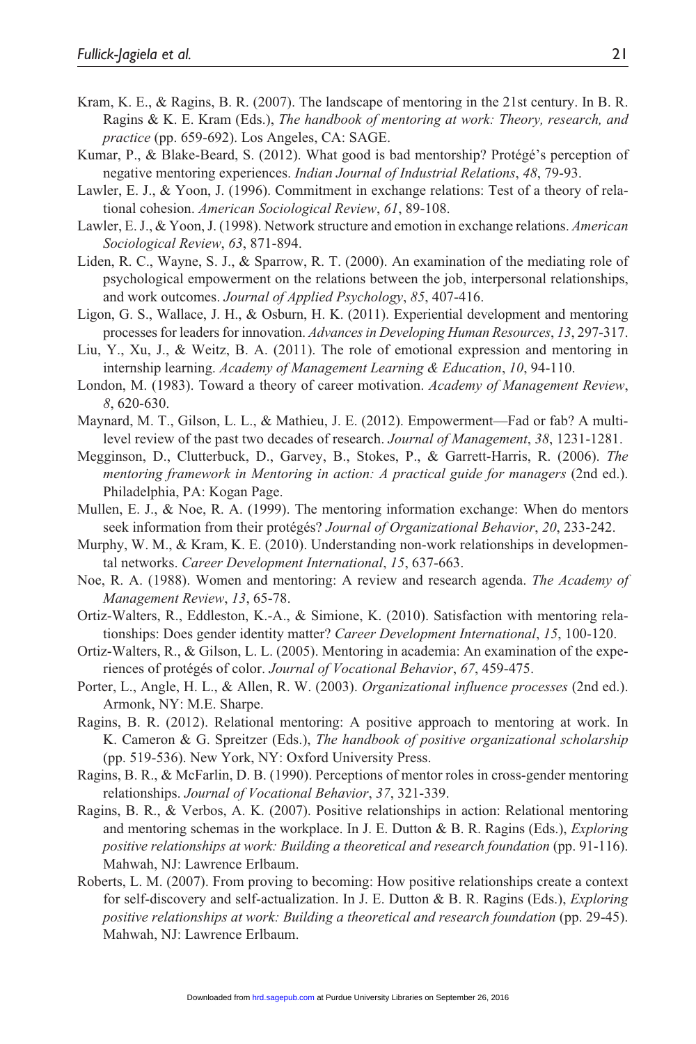Kram, K. E., & Ragins, B. R. (2007). The landscape of mentoring in the 21st century. In B. R. Ragins & K. E. Kram (Eds.), *The handbook of mentoring at work: Theory, research, and practice* (pp. 659-692). Los Angeles, CA: SAGE.

Kumar, P., & Blake-Beard, S. (2012). What good is bad mentorship? Protégé's perception of negative mentoring experiences. *Indian Journal of Industrial Relations*, *48*, 79-93.

Lawler, E. J., & Yoon, J. (1996). Commitment in exchange relations: Test of a theory of relational cohesion. *American Sociological Review*, *61*, 89-108.

Lawler, E. J., & Yoon, J. (1998). Network structure and emotion in exchange relations. *American Sociological Review*, *63*, 871-894.

Liden, R. C., Wayne, S. J., & Sparrow, R. T. (2000). An examination of the mediating role of psychological empowerment on the relations between the job, interpersonal relationships, and work outcomes. *Journal of Applied Psychology*, *85*, 407-416.

Ligon, G. S., Wallace, J. H., & Osburn, H. K. (2011). Experiential development and mentoring processes for leaders for innovation. *Advances in Developing Human Resources*, *13*, 297-317.

Liu, Y., Xu, J., & Weitz, B. A. (2011). The role of emotional expression and mentoring in internship learning. *Academy of Management Learning & Education*, *10*, 94-110.

London, M. (1983). Toward a theory of career motivation. *Academy of Management Review*, *8*, 620-630.

Maynard, M. T., Gilson, L. L., & Mathieu, J. E. (2012). Empowerment—Fad or fab? A multilevel review of the past two decades of research. *Journal of Management*, *38*, 1231-1281.

Megginson, D., Clutterbuck, D., Garvey, B., Stokes, P., & Garrett-Harris, R. (2006). *The mentoring framework in Mentoring in action: A practical guide for managers* (2nd ed.). Philadelphia, PA: Kogan Page.

Mullen, E. J., & Noe, R. A. (1999). The mentoring information exchange: When do mentors seek information from their protégés? *Journal of Organizational Behavior*, *20*, 233-242.

Murphy, W. M., & Kram, K. E. (2010). Understanding non-work relationships in developmental networks. *Career Development International*, *15*, 637-663.

Noe, R. A. (1988). Women and mentoring: A review and research agenda. *The Academy of Management Review*, *13*, 65-78.

Ortiz-Walters, R., Eddleston, K.-A., & Simione, K. (2010). Satisfaction with mentoring relationships: Does gender identity matter? *Career Development International*, *15*, 100-120.

Ortiz-Walters, R., & Gilson, L. L. (2005). Mentoring in academia: An examination of the experiences of protégés of color. *Journal of Vocational Behavior*, *67*, 459-475.

Porter, L., Angle, H. L., & Allen, R. W. (2003). *Organizational influence processes* (2nd ed.). Armonk, NY: M.E. Sharpe.

Ragins, B. R. (2012). Relational mentoring: A positive approach to mentoring at work. In K. Cameron & G. Spreitzer (Eds.), *The handbook of positive organizational scholarship* (pp. 519-536). New York, NY: Oxford University Press.

Ragins, B. R., & McFarlin, D. B. (1990). Perceptions of mentor roles in cross-gender mentoring relationships. *Journal of Vocational Behavior*, *37*, 321-339.

Ragins, B. R., & Verbos, A. K. (2007). Positive relationships in action: Relational mentoring and mentoring schemas in the workplace. In J. E. Dutton & B. R. Ragins (Eds.), *Exploring positive relationships at work: Building a theoretical and research foundation* (pp. 91-116). Mahwah, NJ: Lawrence Erlbaum.

Roberts, L. M. (2007). From proving to becoming: How positive relationships create a context for self-discovery and self-actualization. In J. E. Dutton & B. R. Ragins (Eds.), *Exploring positive relationships at work: Building a theoretical and research foundation* (pp. 29-45). Mahwah, NJ: Lawrence Erlbaum.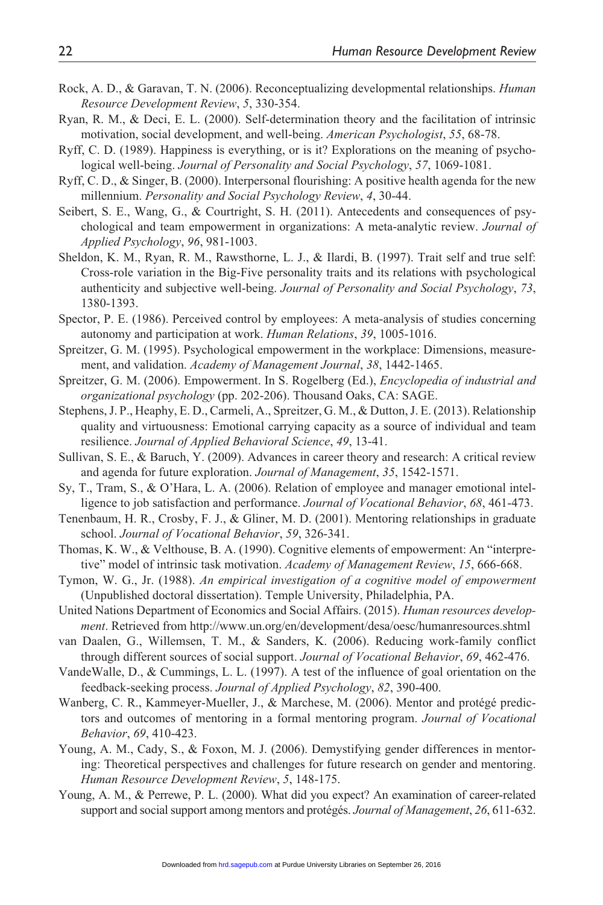Rock, A. D., & Garavan, T. N. (2006). Reconceptualizing developmental relationships. *Human Resource Development Review*, *5*, 330-354.

Ryan, R. M., & Deci, E. L. (2000). Self-determination theory and the facilitation of intrinsic motivation, social development, and well-being. *American Psychologist*, *55*, 68-78.

Ryff, C. D. (1989). Happiness is everything, or is it? Explorations on the meaning of psychological well-being. *Journal of Personality and Social Psychology*, *57*, 1069-1081.

Ryff, C. D., & Singer, B. (2000). Interpersonal flourishing: A positive health agenda for the new millennium. *Personality and Social Psychology Review*, *4*, 30-44.

Seibert, S. E., Wang, G., & Courtright, S. H. (2011). Antecedents and consequences of psychological and team empowerment in organizations: A meta-analytic review. *Journal of Applied Psychology*, *96*, 981-1003.

Sheldon, K. M., Ryan, R. M., Rawsthorne, L. J., & Ilardi, B. (1997). Trait self and true self: Cross-role variation in the Big-Five personality traits and its relations with psychological authenticity and subjective well-being. *Journal of Personality and Social Psychology*, *73*, 1380-1393.

Spector, P. E. (1986). Perceived control by employees: A meta-analysis of studies concerning autonomy and participation at work. *Human Relations*, *39*, 1005-1016.

Spreitzer, G. M. (1995). Psychological empowerment in the workplace: Dimensions, measurement, and validation. *Academy of Management Journal*, *38*, 1442-1465.

Spreitzer, G. M. (2006). Empowerment. In S. Rogelberg (Ed.), *Encyclopedia of industrial and organizational psychology* (pp. 202-206). Thousand Oaks, CA: SAGE.

Stephens, J. P., Heaphy, E. D., Carmeli, A., Spreitzer, G. M., & Dutton, J. E. (2013). Relationship quality and virtuousness: Emotional carrying capacity as a source of individual and team resilience. *Journal of Applied Behavioral Science*, *49*, 13-41.

Sullivan, S. E., & Baruch, Y. (2009). Advances in career theory and research: A critical review and agenda for future exploration. *Journal of Management*, *35*, 1542-1571.

Sy, T., Tram, S., & O'Hara, L. A. (2006). Relation of employee and manager emotional intelligence to job satisfaction and performance. *Journal of Vocational Behavior*, *68*, 461-473.

Tenenbaum, H. R., Crosby, F. J., & Gliner, M. D. (2001). Mentoring relationships in graduate school. *Journal of Vocational Behavior*, *59*, 326-341.

Thomas, K. W., & Velthouse, B. A. (1990). Cognitive elements of empowerment: An "interpretive" model of intrinsic task motivation. *Academy of Management Review*, *15*, 666-668.

Tymon, W. G., Jr. (1988). *An empirical investigation of a cognitive model of empowerment* (Unpublished doctoral dissertation). Temple University, Philadelphia, PA.

United Nations Department of Economics and Social Affairs. (2015). *Human resources development*. Retrieved from http://www.un.org/en/development/desa/oesc/humanresources.shtml

van Daalen, G., Willemsen, T. M., & Sanders, K. (2006). Reducing work-family conflict through different sources of social support. *Journal of Vocational Behavior*, *69*, 462-476.

VandeWalle, D., & Cummings, L. L. (1997). A test of the influence of goal orientation on the feedback-seeking process. *Journal of Applied Psychology*, *82*, 390-400.

Wanberg, C. R., Kammeyer-Mueller, J., & Marchese, M. (2006). Mentor and protégé predictors and outcomes of mentoring in a formal mentoring program. *Journal of Vocational Behavior*, *69*, 410-423.

Young, A. M., Cady, S., & Foxon, M. J. (2006). Demystifying gender differences in mentoring: Theoretical perspectives and challenges for future research on gender and mentoring. *Human Resource Development Review*, *5*, 148-175.

Young, A. M., & Perrewe, P. L. (2000). What did you expect? An examination of career-related support and social support among mentors and protégés. *Journal of Management*, *26*, 611-632.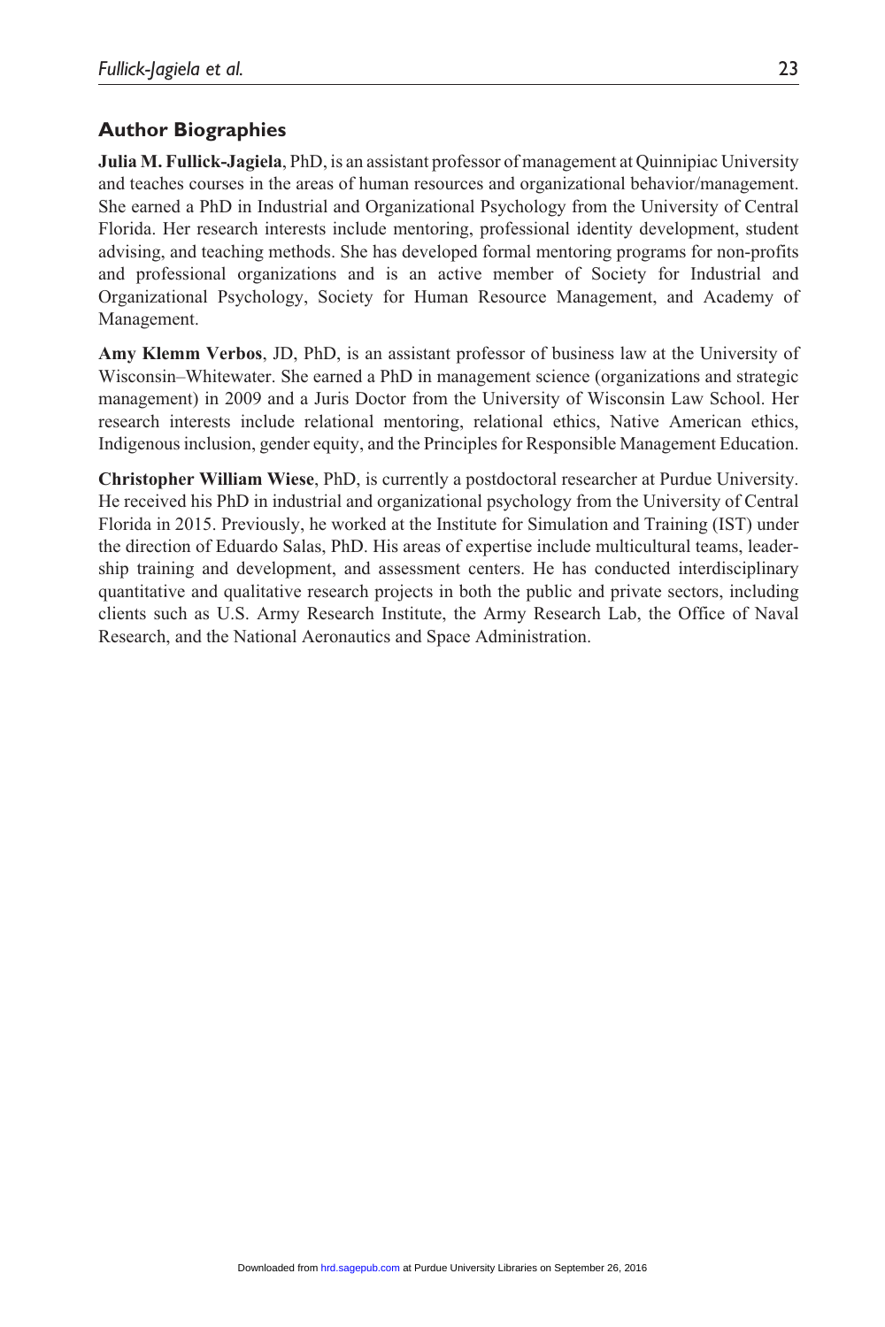## Author Biographies

**Julia M. Fullick-Jagiela**, PhD, is an assistant professor of management at Quinnipiac University and teaches courses in the areas of human resources and organizational behavior/management. She earned a PhD in Industrial and Organizational Psychology from the University of Central Florida. Her research interests include mentoring, professional identity development, student advising, and teaching methods. She has developed formal mentoring programs for non-profits and professional organizations and is an active member of Society for Industrial and Organizational Psychology, Society for Human Resource Management, and Academy of Management.

**Amy Klemm Verbos**, JD, PhD, is an assistant professor of business law at the University of Wisconsin–Whitewater. She earned a PhD in management science (organizations and strategic management) in 2009 and a Juris Doctor from the University of Wisconsin Law School. Her research interests include relational mentoring, relational ethics, Native American ethics, Indigenous inclusion, gender equity, and the Principles for Responsible Management Education.

**Christopher William Wiese**, PhD, is currently a postdoctoral researcher at Purdue University. He received his PhD in industrial and organizational psychology from the University of Central Florida in 2015. Previously, he worked at the Institute for Simulation and Training (IST) under the direction of Eduardo Salas, PhD. His areas of expertise include multicultural teams, leadership training and development, and assessment centers. He has conducted interdisciplinary quantitative and qualitative research projects in both the public and private sectors, including clients such as U.S. Army Research Institute, the Army Research Lab, the Office of Naval Research, and the National Aeronautics and Space Administration.